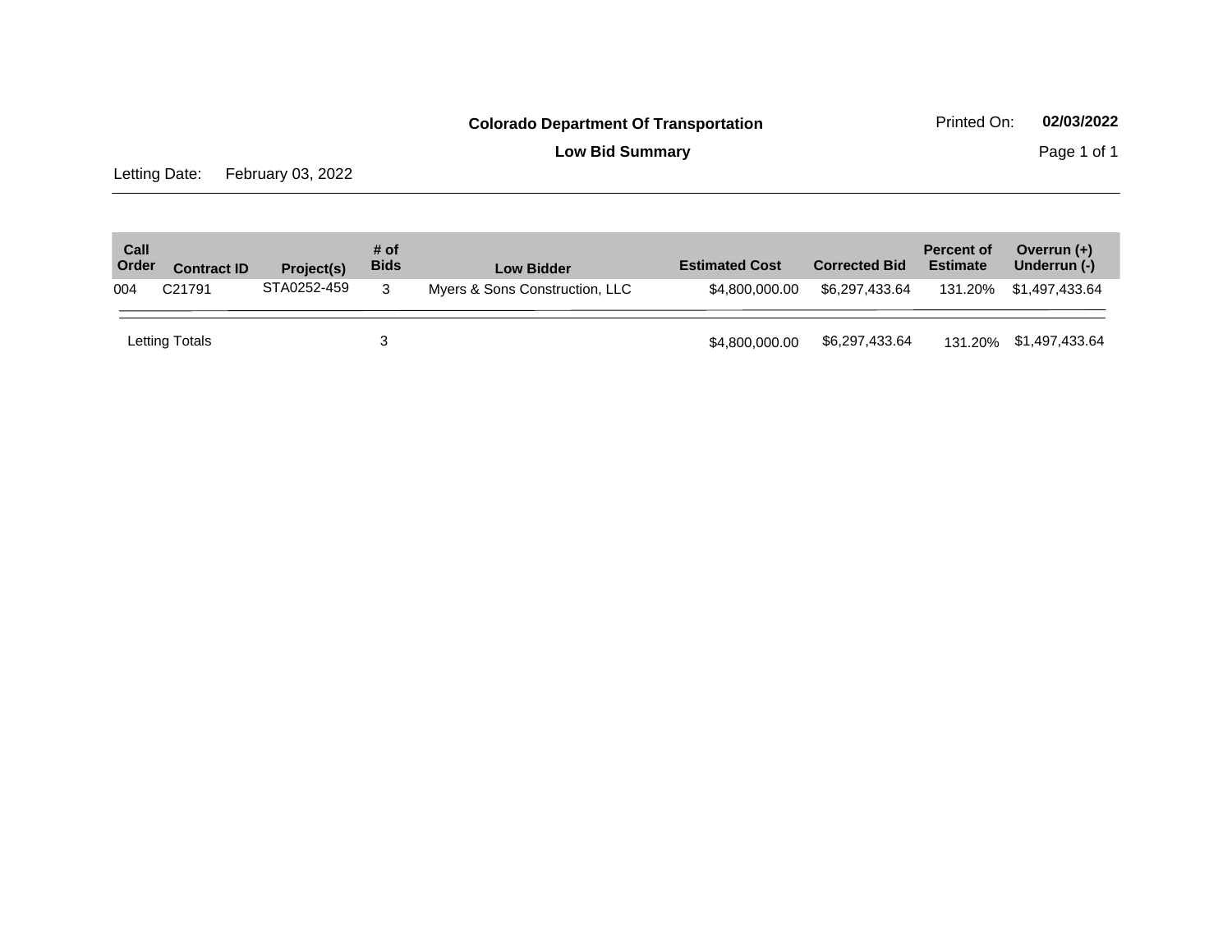**Colorado Department Of Transportation**

Printed On: **02/03/2022**

**Low Bid Summary**

Letting Date: February 03, 2022

| Call Order | Contract ID | Project(s) | # of Bids | Low Bidder | Estimated Cost | Corrected Bid | Percent of Estimate | Overrun (+) Underrun (-) |
|---|---|---|---|---|---|---|---|---|
| 004 | C21791 | STA0252-459 | 3 | Myers & Sons Construction, LLC | $4,800,000.00 | $6,297,433.64 | 131.20% | $1,497,433.64 |
| Letting Totals | | | 3 | | $4,800,000.00 | $6,297,433.64 | 131.20% | $1,497,433.64 |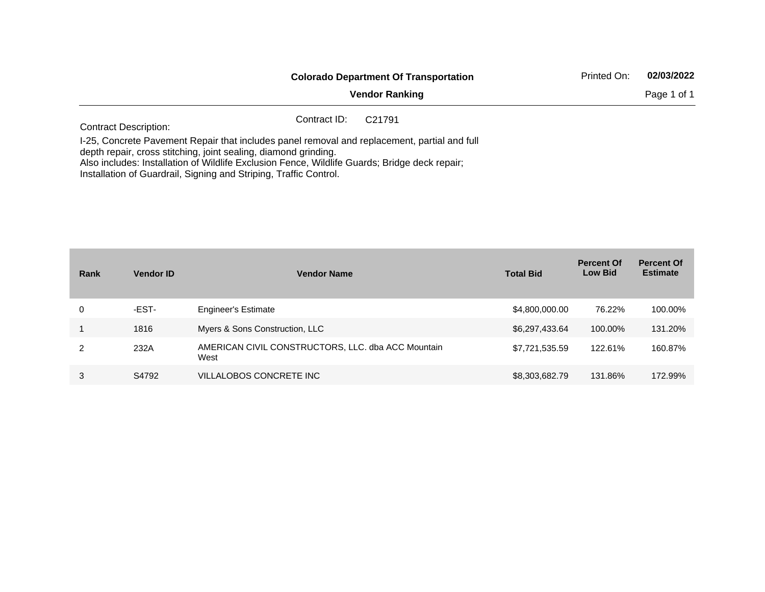**Colorado Department Of Transportation**

**Vendor Ranking**

Printed On: **02/03/2022**

Contract ID: C21791

Contract Description:

I-25, Concrete Pavement Repair that includes panel removal and replacement, partial and full depth repair, cross stitching, joint sealing, diamond grinding.
Also includes: Installation of Wildlife Exclusion Fence, Wildlife Guards; Bridge deck repair; Installation of Guardrail, Signing and Striping, Traffic Control.

| Rank | Vendor ID | Vendor Name | Total Bid | Percent Of Low Bid | Percent Of Estimate |
|---|---|---|---|---|---|
| 0 | -EST- | Engineer's Estimate | $4,800,000.00 | 76.22% | 100.00% |
| 1 | 1816 | Myers & Sons Construction, LLC | $6,297,433.64 | 100.00% | 131.20% |
| 2 | 232A | AMERICAN CIVIL CONSTRUCTORS, LLC. dba ACC Mountain West | $7,721,535.59 | 122.61% | 160.87% |
| 3 | S4792 | VILLALOBOS CONCRETE INC | $8,303,682.79 | 131.86% | 172.99% |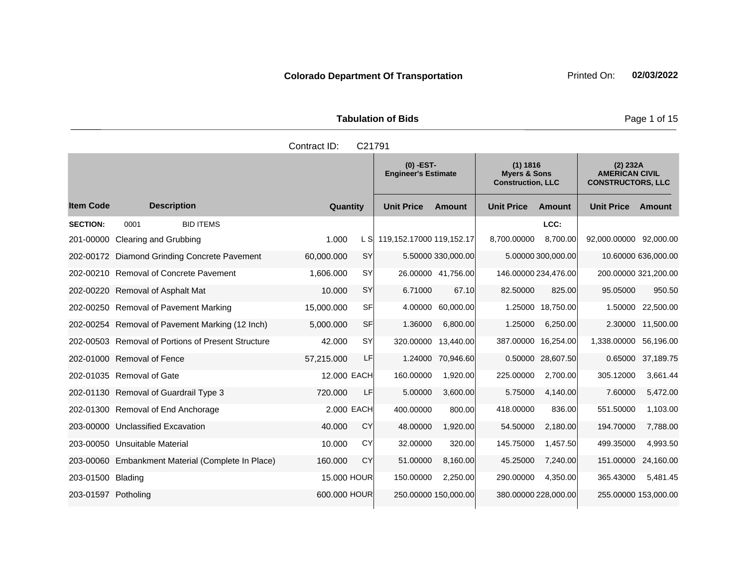**Colorado Department Of Transportation** Printed On: **02/03/2022**

**Tabulation of Bids**

Contract ID: C21791

| Item Code | Description | Quantity | | (0) -EST- Engineer's Estimate | | (1) 1816 Myers & Sons Construction, LLC | | (2) 232A AMERICAN CIVIL CONSTRUCTORS, LLC | |
|---|---|---|---|---|---|---|---|---|---|
| | | | | Unit Price | Amount | Unit Price | Amount | Unit Price | Amount |
| **SECTION:** | 0001 BID ITEMS | | | | | | LCC: | | |
| 201-00000 | Clearing and Grubbing | 1.000 | L S | 119,152.17000 | 119,152.17 | 8,700.00000 | 8,700.00 | 92,000.00000 | 92,000.00 |
| 202-00172 | Diamond Grinding Concrete Pavement | 60,000.000 | SY | 5.50000 | 330,000.00 | 5.00000 | 300,000.00 | 10.60000 | 636,000.00 |
| 202-00210 | Removal of Concrete Pavement | 1,606.000 | SY | 26.00000 | 41,756.00 | 146.00000 | 234,476.00 | 200.00000 | 321,200.00 |
| 202-00220 | Removal of Asphalt Mat | 10.000 | SY | 6.71000 | 67.10 | 82.50000 | 825.00 | 95.05000 | 950.50 |
| 202-00250 | Removal of Pavement Marking | 15,000.000 | SF | 4.00000 | 60,000.00 | 1.25000 | 18,750.00 | 1.50000 | 22,500.00 |
| 202-00254 | Removal of Pavement Marking (12 Inch) | 5,000.000 | SF | 1.36000 | 6,800.00 | 1.25000 | 6,250.00 | 2.30000 | 11,500.00 |
| 202-00503 | Removal of Portions of Present Structure | 42.000 | SY | 320.00000 | 13,440.00 | 387.00000 | 16,254.00 | 1,338.00000 | 56,196.00 |
| 202-01000 | Removal of Fence | 57,215.000 | LF | 1.24000 | 70,946.60 | 0.50000 | 28,607.50 | 0.65000 | 37,189.75 |
| 202-01035 | Removal of Gate | 12.000 | EACH | 160.00000 | 1,920.00 | 225.00000 | 2,700.00 | 305.12000 | 3,661.44 |
| 202-01130 | Removal of Guardrail Type 3 | 720.000 | LF | 5.00000 | 3,600.00 | 5.75000 | 4,140.00 | 7.60000 | 5,472.00 |
| 202-01300 | Removal of End Anchorage | 2.000 | EACH | 400.00000 | 800.00 | 418.00000 | 836.00 | 551.50000 | 1,103.00 |
| 203-00000 | Unclassified Excavation | 40.000 | CY | 48.00000 | 1,920.00 | 54.50000 | 2,180.00 | 194.70000 | 7,788.00 |
| 203-00050 | Unsuitable Material | 10.000 | CY | 32.00000 | 320.00 | 145.75000 | 1,457.50 | 499.35000 | 4,993.50 |
| 203-00060 | Embankment Material (Complete In Place) | 160.000 | CY | 51.00000 | 8,160.00 | 45.25000 | 7,240.00 | 151.00000 | 24,160.00 |
| 203-01500 | Blading | 15.000 | HOUR | 150.00000 | 2,250.00 | 290.00000 | 4,350.00 | 365.43000 | 5,481.45 |
| 203-01597 | Potholing | 600.000 | HOUR | 250.00000 | 150,000.00 | 380.00000 | 228,000.00 | 255.00000 | 153,000.00 |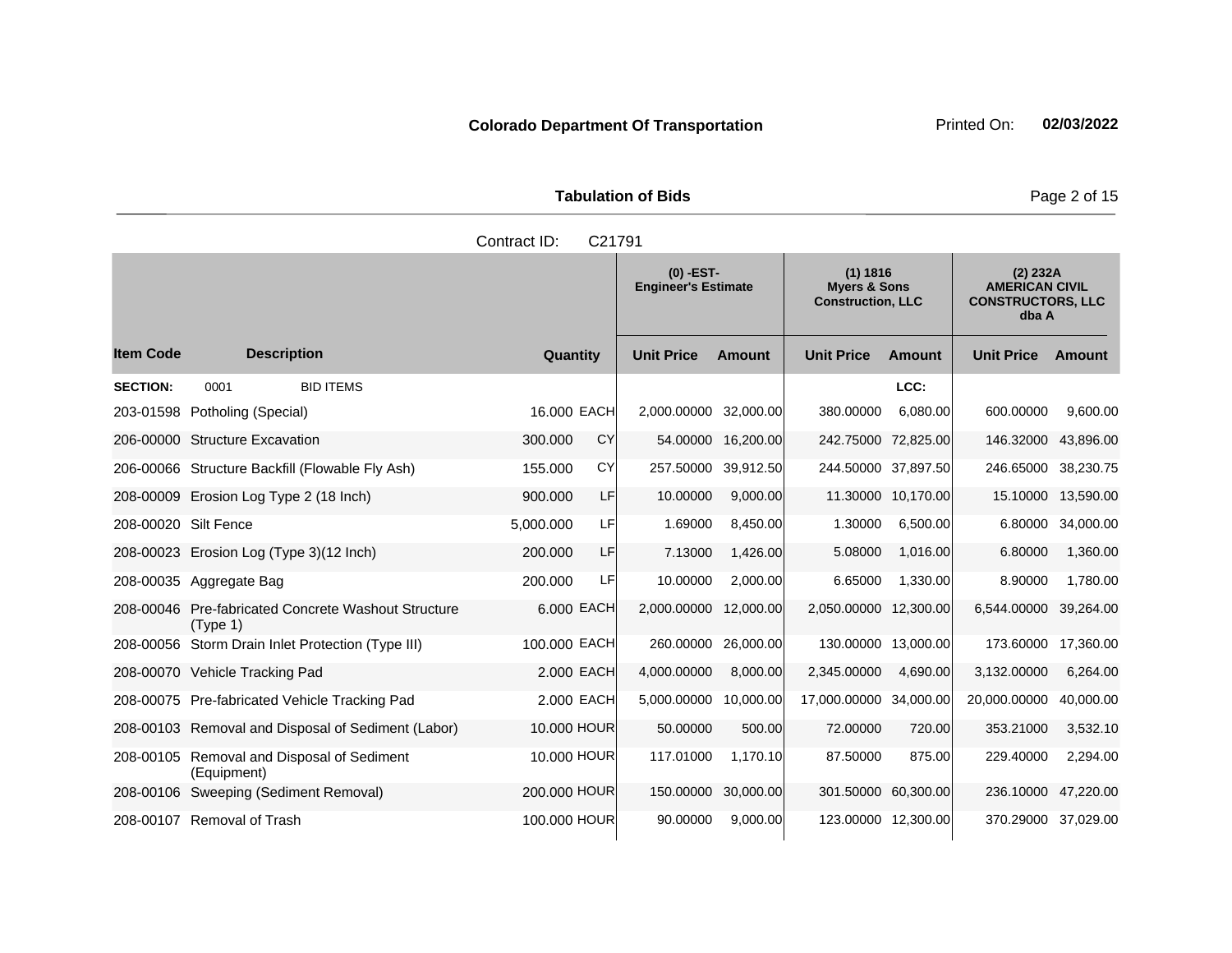**Colorado Department Of Transportation** Printed On: **02/03/2022**

**Tabulation of Bids**

Contract ID: C21791

| Item Code | Description | Quantity | | (0) -EST- Engineer's Estimate Unit Price | Amount | (1) 1816 Myers & Sons Construction, LLC Unit Price | Amount | (2) 232A AMERICAN CIVIL CONSTRUCTORS, LLC dba A Unit Price | Amount |
|---|---|---|---|---|---|---|---|---|---|
| **SECTION:** | 0001 BID ITEMS | | | | | | LCC: | | |
| 203-01598 | Potholing (Special) | 16.000 | EACH | 2,000.00000 | 32,000.00 | 380.00000 | 6,080.00 | 600.00000 | 9,600.00 |
| 206-00000 | Structure Excavation | 300.000 | CY | 54.00000 | 16,200.00 | 242.75000 | 72,825.00 | 146.32000 | 43,896.00 |
| 206-00066 | Structure Backfill (Flowable Fly Ash) | 155.000 | CY | 257.50000 | 39,912.50 | 244.50000 | 37,897.50 | 246.65000 | 38,230.75 |
| 208-00009 | Erosion Log Type 2 (18 Inch) | 900.000 | LF | 10.00000 | 9,000.00 | 11.30000 | 10,170.00 | 15.10000 | 13,590.00 |
| 208-00020 | Silt Fence | 5,000.000 | LF | 1.69000 | 8,450.00 | 1.30000 | 6,500.00 | 6.80000 | 34,000.00 |
| 208-00023 | Erosion Log (Type 3)(12 Inch) | 200.000 | LF | 7.13000 | 1,426.00 | 5.08000 | 1,016.00 | 6.80000 | 1,360.00 |
| 208-00035 | Aggregate Bag | 200.000 | LF | 10.00000 | 2,000.00 | 6.65000 | 1,330.00 | 8.90000 | 1,780.00 |
| 208-00046 | Pre-fabricated Concrete Washout Structure (Type 1) | 6.000 | EACH | 2,000.00000 | 12,000.00 | 2,050.00000 | 12,300.00 | 6,544.00000 | 39,264.00 |
| 208-00056 | Storm Drain Inlet Protection (Type III) | 100.000 | EACH | 260.00000 | 26,000.00 | 130.00000 | 13,000.00 | 173.60000 | 17,360.00 |
| 208-00070 | Vehicle Tracking Pad | 2.000 | EACH | 4,000.00000 | 8,000.00 | 2,345.00000 | 4,690.00 | 3,132.00000 | 6,264.00 |
| 208-00075 | Pre-fabricated Vehicle Tracking Pad | 2.000 | EACH | 5,000.00000 | 10,000.00 | 17,000.00000 | 34,000.00 | 20,000.00000 | 40,000.00 |
| 208-00103 | Removal and Disposal of Sediment (Labor) | 10.000 | HOUR | 50.00000 | 500.00 | 72.00000 | 720.00 | 353.21000 | 3,532.10 |
| 208-00105 | Removal and Disposal of Sediment (Equipment) | 10.000 | HOUR | 117.01000 | 1,170.10 | 87.50000 | 875.00 | 229.40000 | 2,294.00 |
| 208-00106 | Sweeping (Sediment Removal) | 200.000 | HOUR | 150.00000 | 30,000.00 | 301.50000 | 60,300.00 | 236.10000 | 47,220.00 |
| 208-00107 | Removal of Trash | 100.000 | HOUR | 90.00000 | 9,000.00 | 123.00000 | 12,300.00 | 370.29000 | 37,029.00 |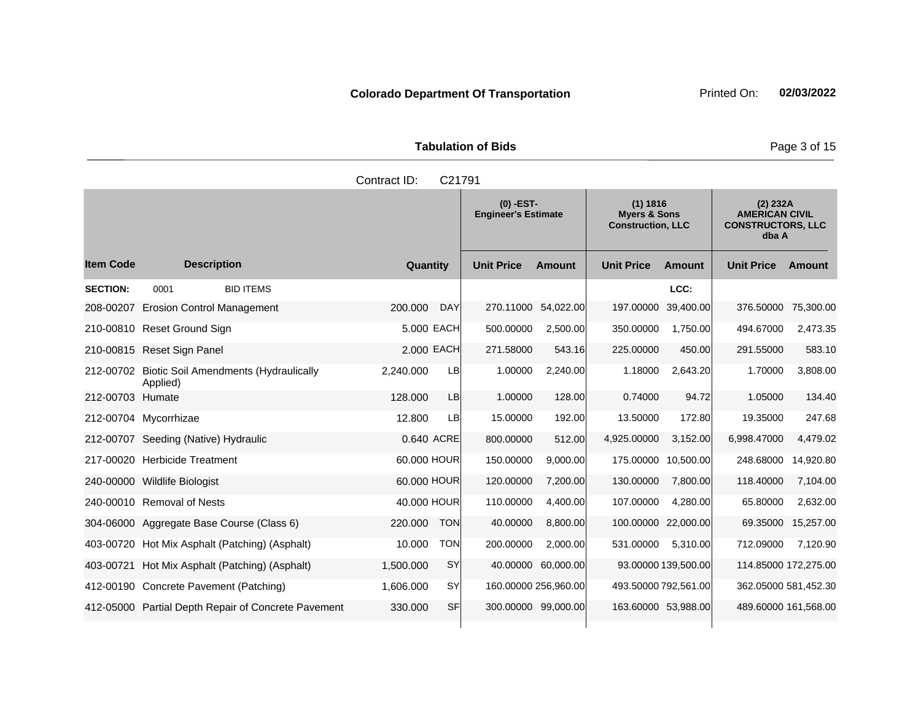**Colorado Department Of Transportation**

Printed On: **02/03/2022**

**Tabulation of Bids**

Contract ID: C21791

| Item Code | Description | Quantity | | (0) -EST- Engineer's Estimate | | (1) 1816 Myers & Sons Construction, LLC | | (2) 232A AMERICAN CIVIL CONSTRUCTORS, LLC dba A | |
|---|---|---|---|---|---|---|---|---|---|
| | | | | Unit Price | Amount | Unit Price | Amount | Unit Price | Amount |
| **SECTION:** | 0001 BID ITEMS | | | | | | LCC: | | |
| 208-00207 | Erosion Control Management | 200.000 | DAY | 270.11000 | 54,022.00 | 197.00000 | 39,400.00 | 376.50000 | 75,300.00 |
| 210-00810 | Reset Ground Sign | 5.000 | EACH | 500.00000 | 2,500.00 | 350.00000 | 1,750.00 | 494.67000 | 2,473.35 |
| 210-00815 | Reset Sign Panel | 2.000 | EACH | 271.58000 | 543.16 | 225.00000 | 450.00 | 291.55000 | 583.10 |
| 212-00702 | Biotic Soil Amendments (Hydraulically Applied) | 2,240.000 | LB | 1.00000 | 2,240.00 | 1.18000 | 2,643.20 | 1.70000 | 3,808.00 |
| 212-00703 | Humate | 128.000 | LB | 1.00000 | 128.00 | 0.74000 | 94.72 | 1.05000 | 134.40 |
| 212-00704 | Mycorrhizae | 12.800 | LB | 15.00000 | 192.00 | 13.50000 | 172.80 | 19.35000 | 247.68 |
| 212-00707 | Seeding (Native) Hydraulic | 0.640 | ACRE | 800.00000 | 512.00 | 4,925.00000 | 3,152.00 | 6,998.47000 | 4,479.02 |
| 217-00020 | Herbicide Treatment | 60.000 | HOUR | 150.00000 | 9,000.00 | 175.00000 | 10,500.00 | 248.68000 | 14,920.80 |
| 240-00000 | Wildlife Biologist | 60.000 | HOUR | 120.00000 | 7,200.00 | 130.00000 | 7,800.00 | 118.40000 | 7,104.00 |
| 240-00010 | Removal of Nests | 40.000 | HOUR | 110.00000 | 4,400.00 | 107.00000 | 4,280.00 | 65.80000 | 2,632.00 |
| 304-06000 | Aggregate Base Course (Class 6) | 220.000 | TON | 40.00000 | 8,800.00 | 100.00000 | 22,000.00 | 69.35000 | 15,257.00 |
| 403-00720 | Hot Mix Asphalt (Patching) (Asphalt) | 10.000 | TON | 200.00000 | 2,000.00 | 531.00000 | 5,310.00 | 712.09000 | 7,120.90 |
| 403-00721 | Hot Mix Asphalt (Patching) (Asphalt) | 1,500.000 | SY | 40.00000 | 60,000.00 | 93.00000 | 139,500.00 | 114.85000 | 172,275.00 |
| 412-00190 | Concrete Pavement (Patching) | 1,606.000 | SY | 160.00000 | 256,960.00 | 493.50000 | 792,561.00 | 362.05000 | 581,452.30 |
| 412-05000 | Partial Depth Repair of Concrete Pavement | 330.000 | SF | 300.00000 | 99,000.00 | 163.60000 | 53,988.00 | 489.60000 | 161,568.00 |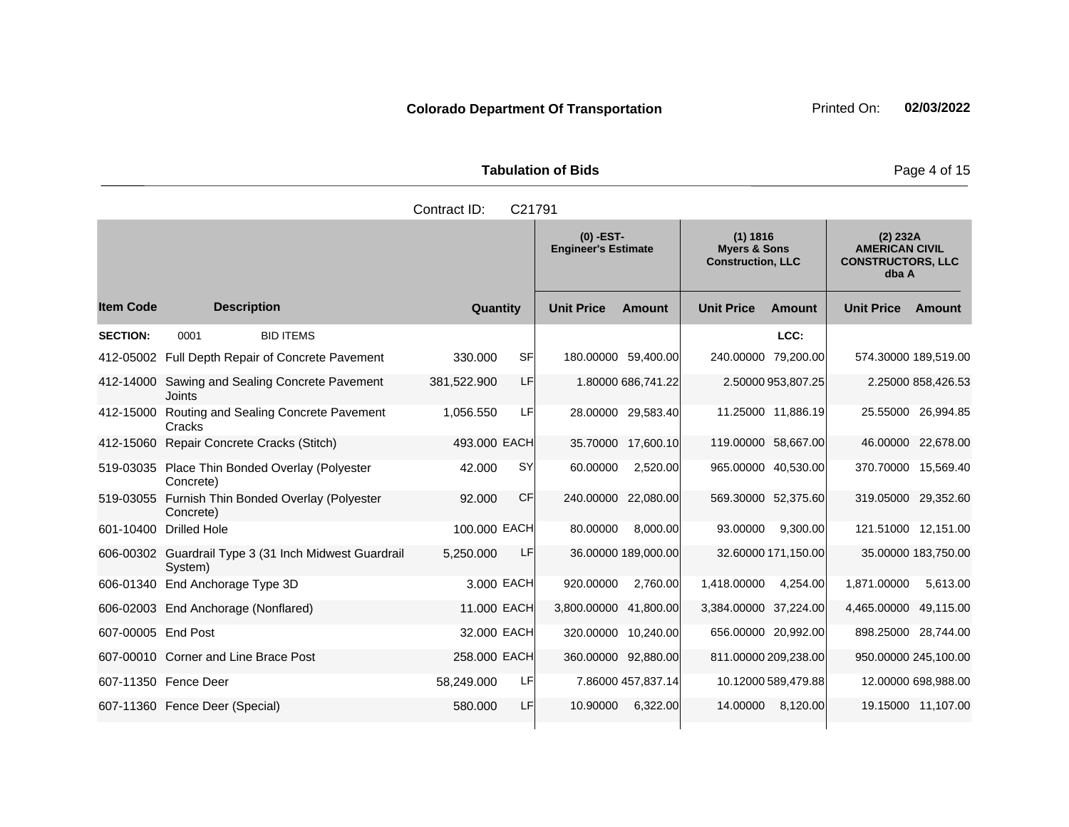**Colorado Department Of Transportation** Printed On: **02/03/2022**

**Tabulation of Bids**

Contract ID: C21791

| | | | | (0) -EST- Engineer's Estimate | | (1) 1816 Myers & Sons Construction, LLC | | (2) 232A AMERICAN CIVIL CONSTRUCTORS, LLC dba A | |
|---|---|---|---|---|---|---|---|---|---|
| **Item Code** | **Description** | **Quantity** | | **Unit Price** | **Amount** | **Unit Price** | **Amount** | **Unit Price** | **Amount** |
| **SECTION:** | 0001 BID ITEMS | | | | | | LCC: | | |
| 412-05002 | Full Depth Repair of Concrete Pavement | 330.000 | SF | 180.00000 | 59,400.00 | 240.00000 | 79,200.00 | 574.30000 | 189,519.00 |
| 412-14000 | Sawing and Sealing Concrete Pavement Joints | 381,522.900 | LF | 1.80000 | 686,741.22 | 2.50000 | 953,807.25 | 2.25000 | 858,426.53 |
| 412-15000 | Routing and Sealing Concrete Pavement Cracks | 1,056.550 | LF | 28.00000 | 29,583.40 | 11.25000 | 11,886.19 | 25.55000 | 26,994.85 |
| 412-15060 | Repair Concrete Cracks (Stitch) | 493.000 | EACH | 35.70000 | 17,600.10 | 119.00000 | 58,667.00 | 46.00000 | 22,678.00 |
| 519-03035 | Place Thin Bonded Overlay (Polyester Concrete) | 42.000 | SY | 60.00000 | 2,520.00 | 965.00000 | 40,530.00 | 370.70000 | 15,569.40 |
| 519-03055 | Furnish Thin Bonded Overlay (Polyester Concrete) | 92.000 | CF | 240.00000 | 22,080.00 | 569.30000 | 52,375.60 | 319.05000 | 29,352.60 |
| 601-10400 | Drilled Hole | 100.000 | EACH | 80.00000 | 8,000.00 | 93.00000 | 9,300.00 | 121.51000 | 12,151.00 |
| 606-00302 | Guardrail Type 3 (31 Inch Midwest Guardrail System) | 5,250.000 | LF | 36.00000 | 189,000.00 | 32.60000 | 171,150.00 | 35.00000 | 183,750.00 |
| 606-01340 | End Anchorage Type 3D | 3.000 | EACH | 920.00000 | 2,760.00 | 1,418.00000 | 4,254.00 | 1,871.00000 | 5,613.00 |
| 606-02003 | End Anchorage (Nonflared) | 11.000 | EACH | 3,800.00000 | 41,800.00 | 3,384.00000 | 37,224.00 | 4,465.00000 | 49,115.00 |
| 607-00005 | End Post | 32.000 | EACH | 320.00000 | 10,240.00 | 656.00000 | 20,992.00 | 898.25000 | 28,744.00 |
| 607-00010 | Corner and Line Brace Post | 258.000 | EACH | 360.00000 | 92,880.00 | 811.00000 | 209,238.00 | 950.00000 | 245,100.00 |
| 607-11350 | Fence Deer | 58,249.000 | LF | 7.86000 | 457,837.14 | 10.12000 | 589,479.88 | 12.00000 | 698,988.00 |
| 607-11360 | Fence Deer (Special) | 580.000 | LF | 10.90000 | 6,322.00 | 14.00000 | 8,120.00 | 19.15000 | 11,107.00 |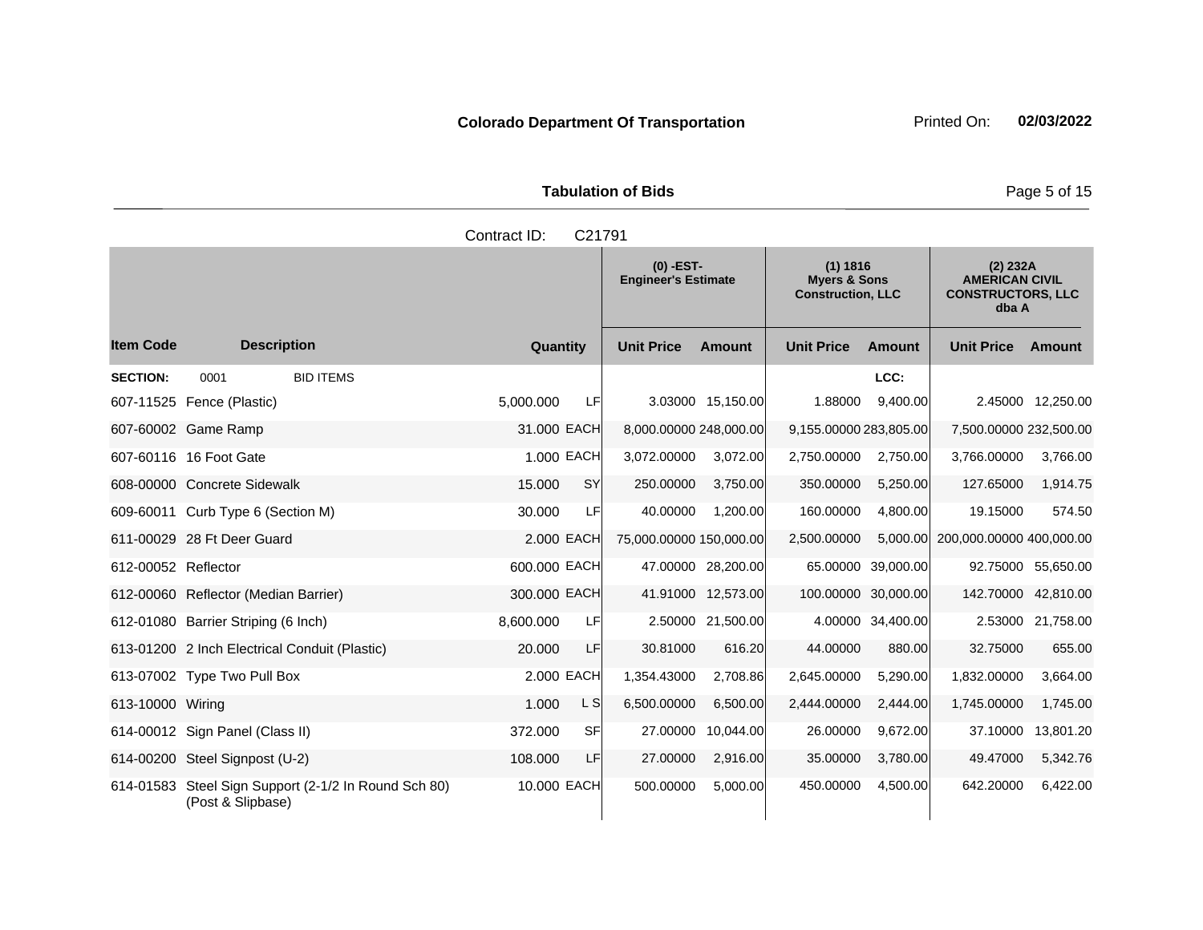**Colorado Department Of Transportation** Printed On: **02/03/2022**

**Tabulation of Bids**

Contract ID: C21791

| Item Code | Description | Quantity | | (0) -EST- Engineer's Estimate Unit Price | Amount | (1) 1816 Myers & Sons Construction, LLC Unit Price | Amount | (2) 232A AMERICAN CIVIL CONSTRUCTORS, LLC dba A Unit Price | Amount |
|---|---|---|---|---|---|---|---|---|---|
| **SECTION:** 0001 | BID ITEMS | | | | | | LCC: | | |
| 607-11525 | Fence (Plastic) | 5,000.000 | LF | 3.03000 | 15,150.00 | 1.88000 | 9,400.00 | 2.45000 | 12,250.00 |
| 607-60002 | Game Ramp | 31.000 | EACH | 8,000.00000 | 248,000.00 | 9,155.00000 | 283,805.00 | 7,500.00000 | 232,500.00 |
| 607-60116 | 16 Foot Gate | 1.000 | EACH | 3,072.00000 | 3,072.00 | 2,750.00000 | 2,750.00 | 3,766.00000 | 3,766.00 |
| 608-00000 | Concrete Sidewalk | 15.000 | SY | 250.00000 | 3,750.00 | 350.00000 | 5,250.00 | 127.65000 | 1,914.75 |
| 609-60011 | Curb Type 6 (Section M) | 30.000 | LF | 40.00000 | 1,200.00 | 160.00000 | 4,800.00 | 19.15000 | 574.50 |
| 611-00029 | 28 Ft Deer Guard | 2.000 | EACH | 75,000.00000 | 150,000.00 | 2,500.00000 | 5,000.00 | 200,000.00000 | 400,000.00 |
| 612-00052 | Reflector | 600.000 | EACH | 47.00000 | 28,200.00 | 65.00000 | 39,000.00 | 92.75000 | 55,650.00 |
| 612-00060 | Reflector (Median Barrier) | 300.000 | EACH | 41.91000 | 12,573.00 | 100.00000 | 30,000.00 | 142.70000 | 42,810.00 |
| 612-01080 | Barrier Striping (6 Inch) | 8,600.000 | LF | 2.50000 | 21,500.00 | 4.00000 | 34,400.00 | 2.53000 | 21,758.00 |
| 613-01200 | 2 Inch Electrical Conduit (Plastic) | 20.000 | LF | 30.81000 | 616.20 | 44.00000 | 880.00 | 32.75000 | 655.00 |
| 613-07002 | Type Two Pull Box | 2.000 | EACH | 1,354.43000 | 2,708.86 | 2,645.00000 | 5,290.00 | 1,832.00000 | 3,664.00 |
| 613-10000 | Wiring | 1.000 | L S | 6,500.00000 | 6,500.00 | 2,444.00000 | 2,444.00 | 1,745.00000 | 1,745.00 |
| 614-00012 | Sign Panel (Class II) | 372.000 | SF | 27.00000 | 10,044.00 | 26.00000 | 9,672.00 | 37.10000 | 13,801.20 |
| 614-00200 | Steel Signpost (U-2) | 108.000 | LF | 27.00000 | 2,916.00 | 35.00000 | 3,780.00 | 49.47000 | 5,342.76 |
| 614-01583 | Steel Sign Support (2-1/2 In Round Sch 80) (Post & Slipbase) | 10.000 | EACH | 500.00000 | 5,000.00 | 450.00000 | 4,500.00 | 642.20000 | 6,422.00 |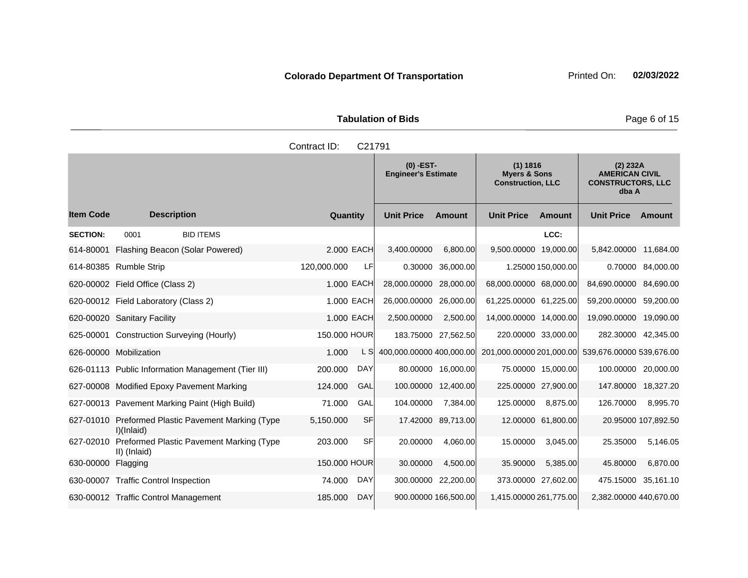**Colorado Department Of Transportation** Printed On: **02/03/2022**

**Tabulation of Bids**

Contract ID: C21791

| | | | | (0) -EST- Engineer's Estimate | | (1) 1816 Myers & Sons Construction, LLC | | (2) 232A AMERICAN CIVIL CONSTRUCTORS, LLC dba A | |
|---|---|---|---|---|---|---|---|---|---|
| **Item Code** | **Description** | **Quantity** | | **Unit Price** | **Amount** | **Unit Price** | **Amount** | **Unit Price** | **Amount** |
| **SECTION:** | 0001 BID ITEMS | | | | | | LCC: | | |
| 614-80001 | Flashing Beacon (Solar Powered) | 2.000 | EACH | 3,400.00000 | 6,800.00 | 9,500.00000 | 19,000.00 | 5,842.00000 | 11,684.00 |
| 614-80385 | Rumble Strip | 120,000.000 | LF | 0.30000 | 36,000.00 | 1.25000 | 150,000.00 | 0.70000 | 84,000.00 |
| 620-00002 | Field Office (Class 2) | 1.000 | EACH | 28,000.00000 | 28,000.00 | 68,000.00000 | 68,000.00 | 84,690.00000 | 84,690.00 |
| 620-00012 | Field Laboratory (Class 2) | 1.000 | EACH | 26,000.00000 | 26,000.00 | 61,225.00000 | 61,225.00 | 59,200.00000 | 59,200.00 |
| 620-00020 | Sanitary Facility | 1.000 | EACH | 2,500.00000 | 2,500.00 | 14,000.00000 | 14,000.00 | 19,090.00000 | 19,090.00 |
| 625-00001 | Construction Surveying (Hourly) | 150.000 | HOUR | 183.75000 | 27,562.50 | 220.00000 | 33,000.00 | 282.30000 | 42,345.00 |
| 626-00000 | Mobilization | 1.000 | L S | 400,000.00000 | 400,000.00 | 201,000.00000 | 201,000.00 | 539,676.00000 | 539,676.00 |
| 626-01113 | Public Information Management (Tier III) | 200.000 | DAY | 80.00000 | 16,000.00 | 75.00000 | 15,000.00 | 100.00000 | 20,000.00 |
| 627-00008 | Modified Epoxy Pavement Marking | 124.000 | GAL | 100.00000 | 12,400.00 | 225.00000 | 27,900.00 | 147.80000 | 18,327.20 |
| 627-00013 | Pavement Marking Paint (High Build) | 71.000 | GAL | 104.00000 | 7,384.00 | 125.00000 | 8,875.00 | 126.70000 | 8,995.70 |
| 627-01010 | Preformed Plastic Pavement Marking (Type I)(Inlaid) | 5,150.000 | SF | 17.42000 | 89,713.00 | 12.00000 | 61,800.00 | 20.95000 | 107,892.50 |
| 627-02010 | Preformed Plastic Pavement Marking (Type II) (Inlaid) | 203.000 | SF | 20.00000 | 4,060.00 | 15.00000 | 3,045.00 | 25.35000 | 5,146.05 |
| 630-00000 | Flagging | 150.000 | HOUR | 30.00000 | 4,500.00 | 35.90000 | 5,385.00 | 45.80000 | 6,870.00 |
| 630-00007 | Traffic Control Inspection | 74.000 | DAY | 300.00000 | 22,200.00 | 373.00000 | 27,602.00 | 475.15000 | 35,161.10 |
| 630-00012 | Traffic Control Management | 185.000 | DAY | 900.00000 | 166,500.00 | 1,415.00000 | 261,775.00 | 2,382.00000 | 440,670.00 |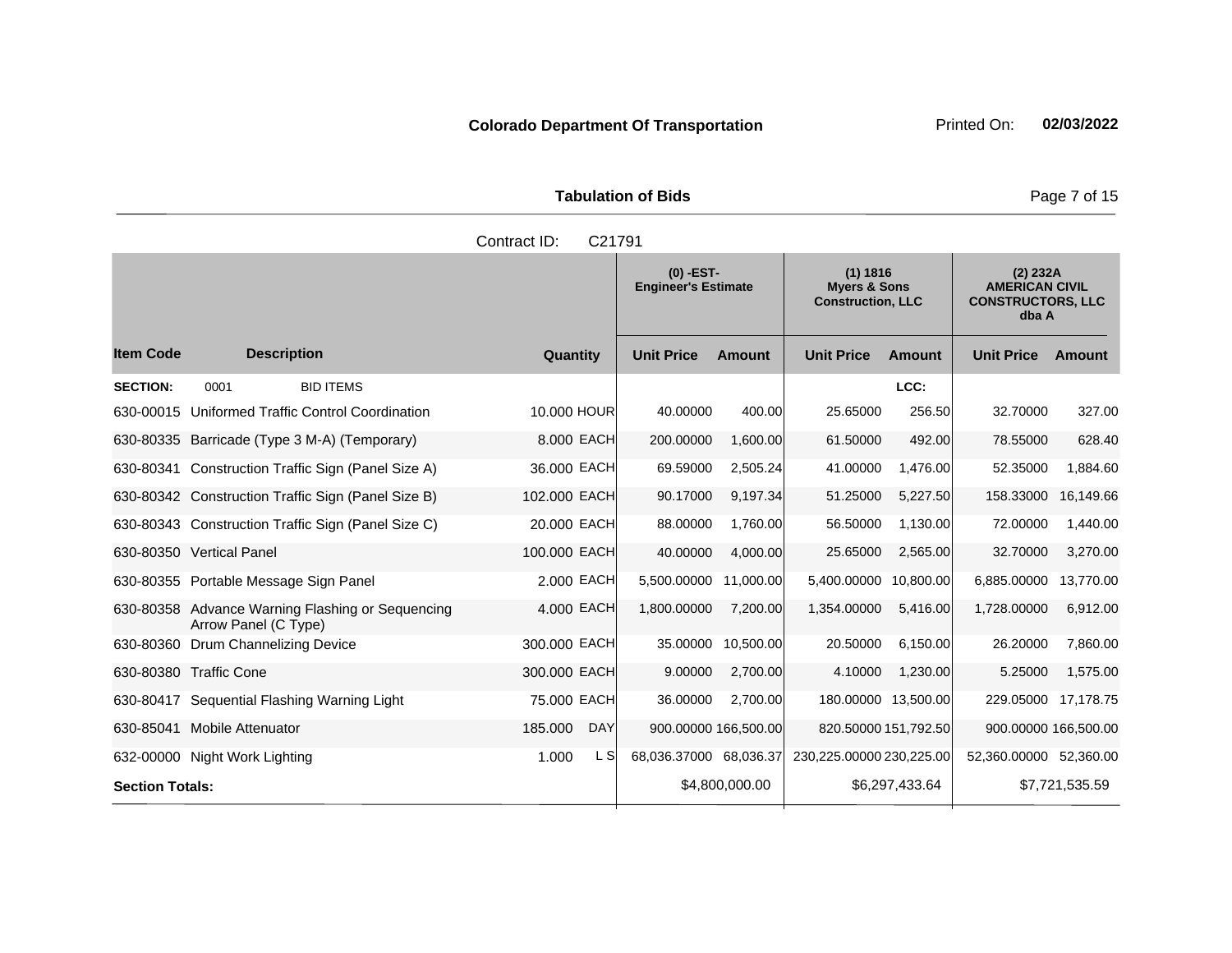**Colorado Department Of Transportation** Printed On: **02/03/2022**

**Tabulation of Bids**

Contract ID: C21791

| | | | | (0) -EST- Engineer's Estimate | | (1) 1816 Myers & Sons Construction, LLC | | (2) 232A AMERICAN CIVIL CONSTRUCTORS, LLC dba A | |
|---|---|---|---|---|---|---|---|---|---|
| **Item Code** | **Description** | **Quantity** | | **Unit Price** | **Amount** | **Unit Price** | **Amount** | **Unit Price** | **Amount** |
| **SECTION:** | 0001 BID ITEMS | | | | | | LCC: | | |
| 630-00015 | Uniformed Traffic Control Coordination | 10.000 | HOUR | 40.00000 | 400.00 | 25.65000 | 256.50 | 32.70000 | 327.00 |
| 630-80335 | Barricade (Type 3 M-A) (Temporary) | 8.000 | EACH | 200.00000 | 1,600.00 | 61.50000 | 492.00 | 78.55000 | 628.40 |
| 630-80341 | Construction Traffic Sign (Panel Size A) | 36.000 | EACH | 69.59000 | 2,505.24 | 41.00000 | 1,476.00 | 52.35000 | 1,884.60 |
| 630-80342 | Construction Traffic Sign (Panel Size B) | 102.000 | EACH | 90.17000 | 9,197.34 | 51.25000 | 5,227.50 | 158.33000 | 16,149.66 |
| 630-80343 | Construction Traffic Sign (Panel Size C) | 20.000 | EACH | 88.00000 | 1,760.00 | 56.50000 | 1,130.00 | 72.00000 | 1,440.00 |
| 630-80350 | Vertical Panel | 100.000 | EACH | 40.00000 | 4,000.00 | 25.65000 | 2,565.00 | 32.70000 | 3,270.00 |
| 630-80355 | Portable Message Sign Panel | 2.000 | EACH | 5,500.00000 | 11,000.00 | 5,400.00000 | 10,800.00 | 6,885.00000 | 13,770.00 |
| 630-80358 | Advance Warning Flashing or Sequencing Arrow Panel (C Type) | 4.000 | EACH | 1,800.00000 | 7,200.00 | 1,354.00000 | 5,416.00 | 1,728.00000 | 6,912.00 |
| 630-80360 | Drum Channelizing Device | 300.000 | EACH | 35.00000 | 10,500.00 | 20.50000 | 6,150.00 | 26.20000 | 7,860.00 |
| 630-80380 | Traffic Cone | 300.000 | EACH | 9.00000 | 2,700.00 | 4.10000 | 1,230.00 | 5.25000 | 1,575.00 |
| 630-80417 | Sequential Flashing Warning Light | 75.000 | EACH | 36.00000 | 2,700.00 | 180.00000 | 13,500.00 | 229.05000 | 17,178.75 |
| 630-85041 | Mobile Attenuator | 185.000 | DAY | 900.00000 | 166,500.00 | 820.50000 | 151,792.50 | 900.00000 | 166,500.00 |
| 632-00000 | Night Work Lighting | 1.000 | L S | 68,036.37000 | 68,036.37 | 230,225.00000 | 230,225.00 | 52,360.00000 | 52,360.00 |
| **Section Totals:** | | | | | $4,800,000.00 | | $6,297,433.64 | | $7,721,535.59 |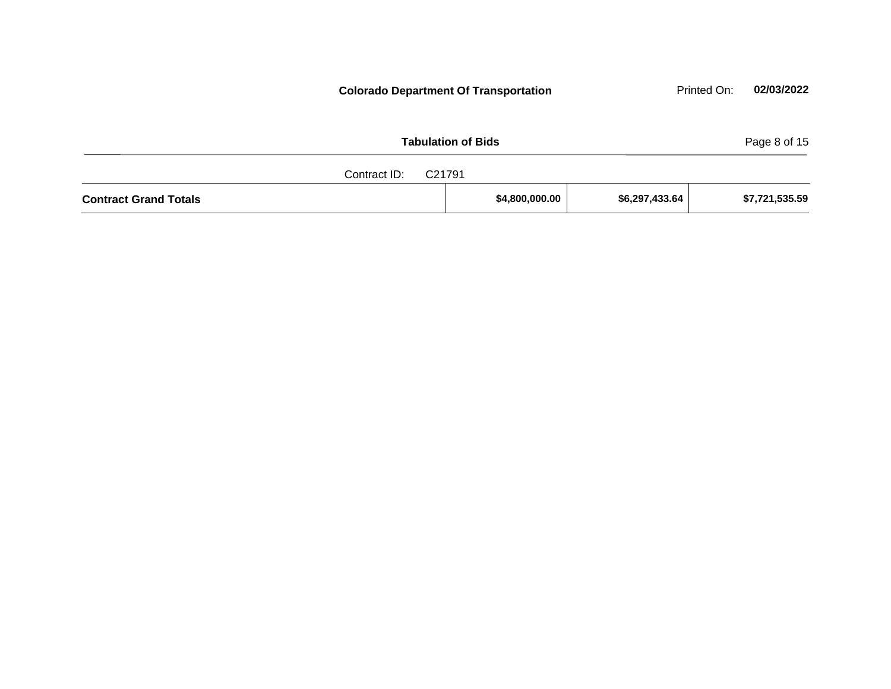**Colorado Department Of Transportation**

**Tabulation of Bids**

Contract ID: C21791

| **Contract Grand Totals** | **$4,800,000.00** | **$6,297,433.64** | **$7,721,535.59** |
|---|---|---|---|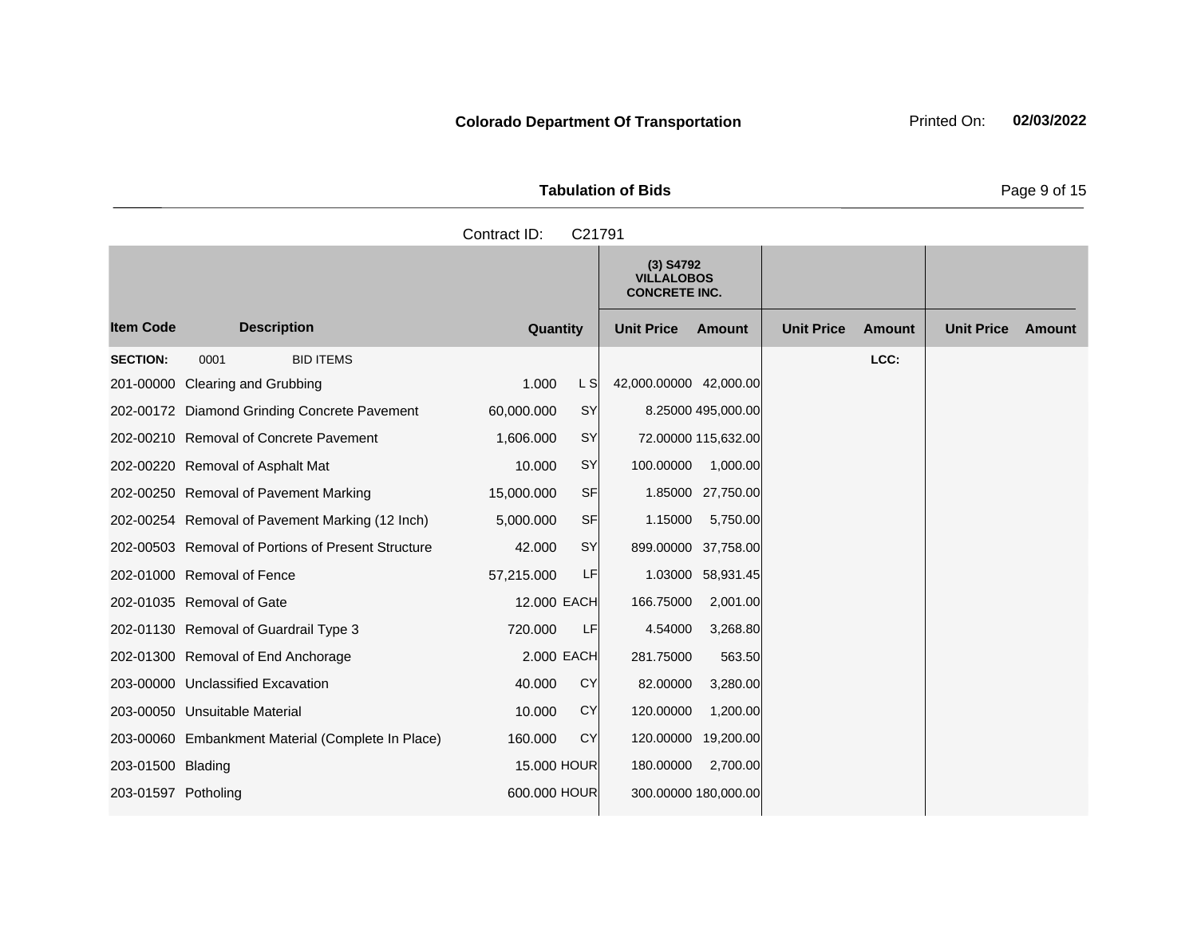**Colorado Department Of Transportation**

Printed On: **02/03/2022**

## Tabulation of Bids

Contract ID: C21791

| Item Code | Description | Quantity | | (3) S4792 VILLALOBOS CONCRETE INC. | | | | | |
|---|---|---|---|---|---|---|---|---|---|
| | | | | Unit Price | Amount | Unit Price | Amount | Unit Price | Amount |
| **SECTION:** | 0001 BID ITEMS | | | | | | LCC: | | |
| 201-00000 | Clearing and Grubbing | 1.000 | L S | 42,000.00000 | 42,000.00 | | | | |
| 202-00172 | Diamond Grinding Concrete Pavement | 60,000.000 | SY | 8.25000 | 495,000.00 | | | | |
| 202-00210 | Removal of Concrete Pavement | 1,606.000 | SY | 72.00000 | 115,632.00 | | | | |
| 202-00220 | Removal of Asphalt Mat | 10.000 | SY | 100.00000 | 1,000.00 | | | | |
| 202-00250 | Removal of Pavement Marking | 15,000.000 | SF | 1.85000 | 27,750.00 | | | | |
| 202-00254 | Removal of Pavement Marking (12 Inch) | 5,000.000 | SF | 1.15000 | 5,750.00 | | | | |
| 202-00503 | Removal of Portions of Present Structure | 42.000 | SY | 899.00000 | 37,758.00 | | | | |
| 202-01000 | Removal of Fence | 57,215.000 | LF | 1.03000 | 58,931.45 | | | | |
| 202-01035 | Removal of Gate | 12.000 | EACH | 166.75000 | 2,001.00 | | | | |
| 202-01130 | Removal of Guardrail Type 3 | 720.000 | LF | 4.54000 | 3,268.80 | | | | |
| 202-01300 | Removal of End Anchorage | 2.000 | EACH | 281.75000 | 563.50 | | | | |
| 203-00000 | Unclassified Excavation | 40.000 | CY | 82.00000 | 3,280.00 | | | | |
| 203-00050 | Unsuitable Material | 10.000 | CY | 120.00000 | 1,200.00 | | | | |
| 203-00060 | Embankment Material (Complete In Place) | 160.000 | CY | 120.00000 | 19,200.00 | | | | |
| 203-01500 | Blading | 15.000 | HOUR | 180.00000 | 2,700.00 | | | | |
| 203-01597 | Potholing | 600.000 | HOUR | 300.00000 | 180,000.00 | | | | |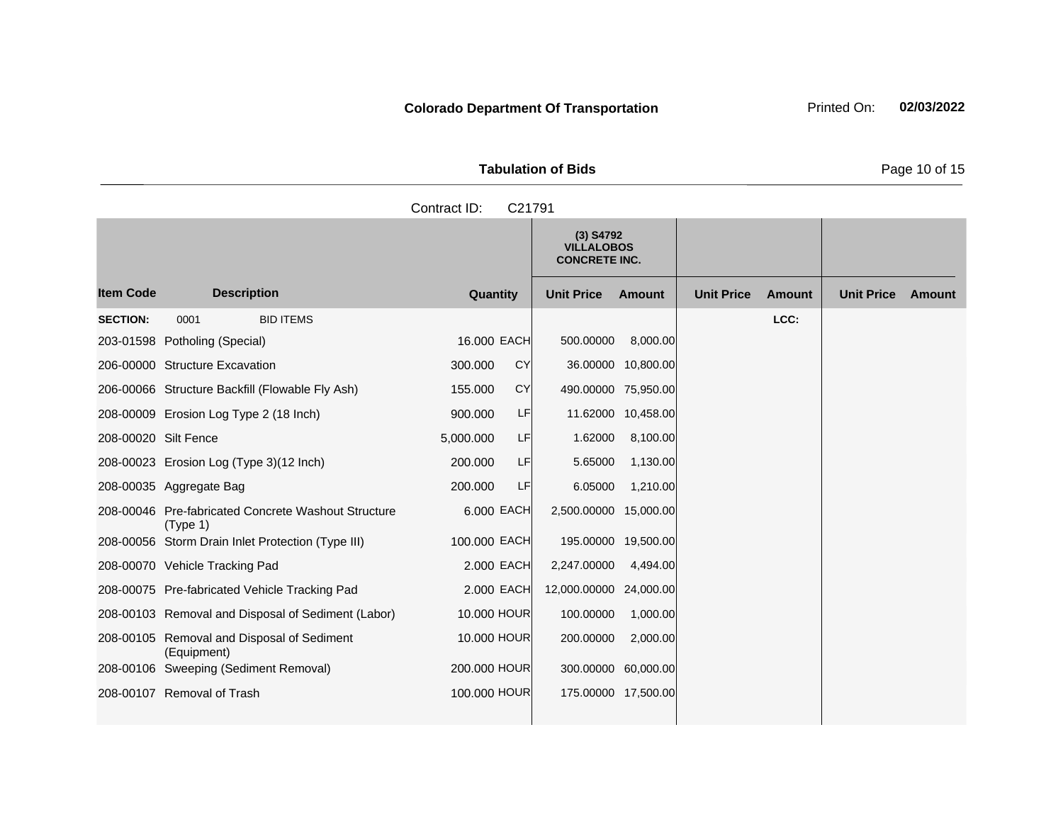**Colorado Department Of Transportation**

Printed On: **02/03/2022**

**Tabulation of Bids**

Contract ID: C21791

| Item Code | Description | Quantity | | (3) S4792 VILLALOBOS CONCRETE INC. | | | | | |
|---|---|---|---|---|---|---|---|---|---|
| | | | | Unit Price | Amount | Unit Price | Amount | Unit Price | Amount |
| **SECTION:** | 0001 BID ITEMS | | | | | | LCC: | | |
| 203-01598 | Potholing (Special) | 16.000 | EACH | 500.00000 | 8,000.00 | | | | |
| 206-00000 | Structure Excavation | 300.000 | CY | 36.00000 | 10,800.00 | | | | |
| 206-00066 | Structure Backfill (Flowable Fly Ash) | 155.000 | CY | 490.00000 | 75,950.00 | | | | |
| 208-00009 | Erosion Log Type 2 (18 Inch) | 900.000 | LF | 11.62000 | 10,458.00 | | | | |
| 208-00020 | Silt Fence | 5,000.000 | LF | 1.62000 | 8,100.00 | | | | |
| 208-00023 | Erosion Log (Type 3)(12 Inch) | 200.000 | LF | 5.65000 | 1,130.00 | | | | |
| 208-00035 | Aggregate Bag | 200.000 | LF | 6.05000 | 1,210.00 | | | | |
| 208-00046 | Pre-fabricated Concrete Washout Structure (Type 1) | 6.000 | EACH | 2,500.00000 | 15,000.00 | | | | |
| 208-00056 | Storm Drain Inlet Protection (Type III) | 100.000 | EACH | 195.00000 | 19,500.00 | | | | |
| 208-00070 | Vehicle Tracking Pad | 2.000 | EACH | 2,247.00000 | 4,494.00 | | | | |
| 208-00075 | Pre-fabricated Vehicle Tracking Pad | 2.000 | EACH | 12,000.00000 | 24,000.00 | | | | |
| 208-00103 | Removal and Disposal of Sediment (Labor) | 10.000 | HOUR | 100.00000 | 1,000.00 | | | | |
| 208-00105 | Removal and Disposal of Sediment (Equipment) | 10.000 | HOUR | 200.00000 | 2,000.00 | | | | |
| 208-00106 | Sweeping (Sediment Removal) | 200.000 | HOUR | 300.00000 | 60,000.00 | | | | |
| 208-00107 | Removal of Trash | 100.000 | HOUR | 175.00000 | 17,500.00 | | | | |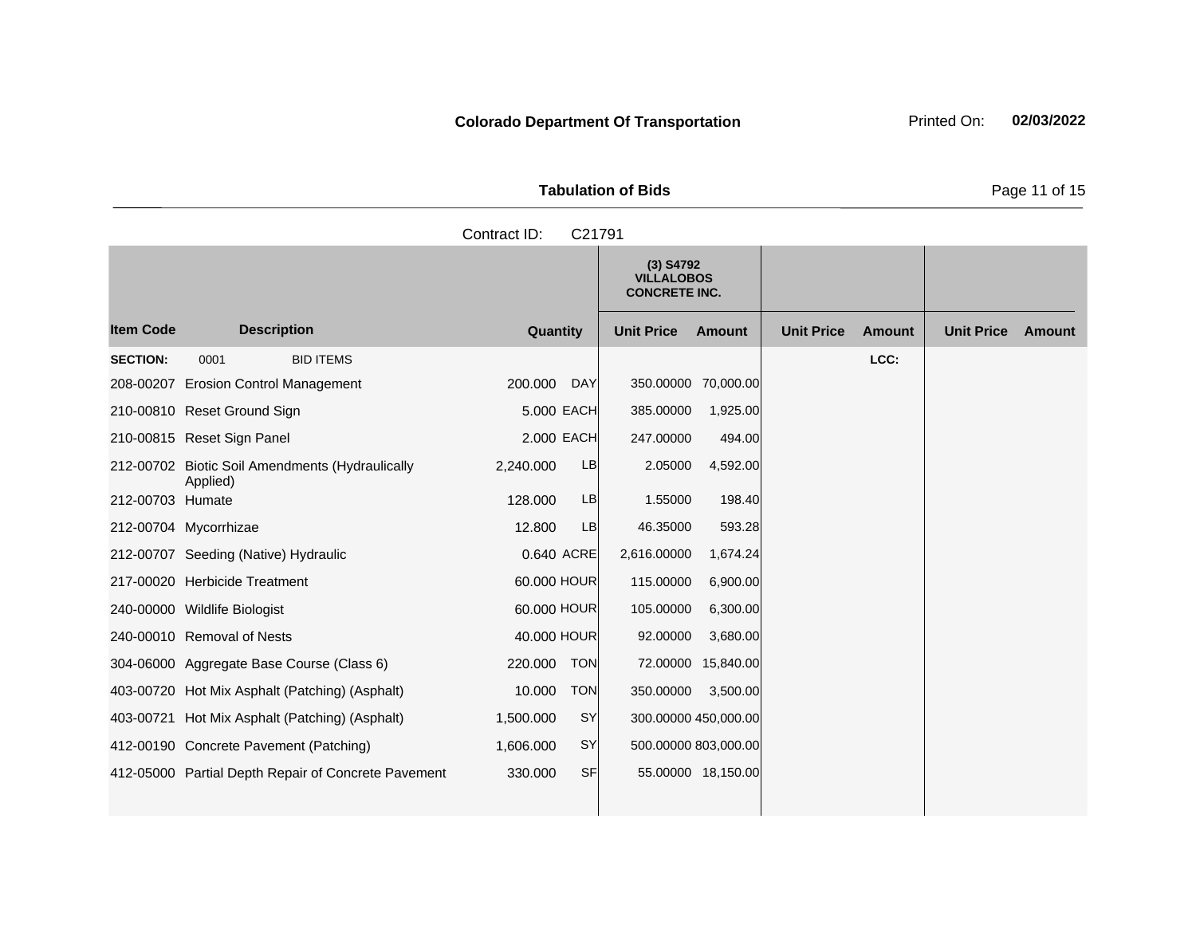**Colorado Department Of Transportation**

Printed On: **02/03/2022**

**Tabulation of Bids**

Contract ID: C21791

| Item Code | Description | Quantity | | (3) S4792 VILLALOBOS CONCRETE INC. | | | | | |
|---|---|---|---|---|---|---|---|---|---|
| | | | | Unit Price | Amount | Unit Price | Amount | Unit Price | Amount |
| **SECTION:** | 0001 BID ITEMS | | | | | | LCC: | | |
| 208-00207 | Erosion Control Management | 200.000 | DAY | 350.00000 | 70,000.00 | | | | |
| 210-00810 | Reset Ground Sign | 5.000 | EACH | 385.00000 | 1,925.00 | | | | |
| 210-00815 | Reset Sign Panel | 2.000 | EACH | 247.00000 | 494.00 | | | | |
| 212-00702 | Biotic Soil Amendments (Hydraulically Applied) | 2,240.000 | LB | 2.05000 | 4,592.00 | | | | |
| 212-00703 | Humate | 128.000 | LB | 1.55000 | 198.40 | | | | |
| 212-00704 | Mycorrhizae | 12.800 | LB | 46.35000 | 593.28 | | | | |
| 212-00707 | Seeding (Native) Hydraulic | 0.640 | ACRE | 2,616.00000 | 1,674.24 | | | | |
| 217-00020 | Herbicide Treatment | 60.000 | HOUR | 115.00000 | 6,900.00 | | | | |
| 240-00000 | Wildlife Biologist | 60.000 | HOUR | 105.00000 | 6,300.00 | | | | |
| 240-00010 | Removal of Nests | 40.000 | HOUR | 92.00000 | 3,680.00 | | | | |
| 304-06000 | Aggregate Base Course (Class 6) | 220.000 | TON | 72.00000 | 15,840.00 | | | | |
| 403-00720 | Hot Mix Asphalt (Patching) (Asphalt) | 10.000 | TON | 350.00000 | 3,500.00 | | | | |
| 403-00721 | Hot Mix Asphalt (Patching) (Asphalt) | 1,500.000 | SY | 300.00000 | 450,000.00 | | | | |
| 412-00190 | Concrete Pavement (Patching) | 1,606.000 | SY | 500.00000 | 803,000.00 | | | | |
| 412-05000 | Partial Depth Repair of Concrete Pavement | 330.000 | SF | 55.00000 | 18,150.00 | | | | |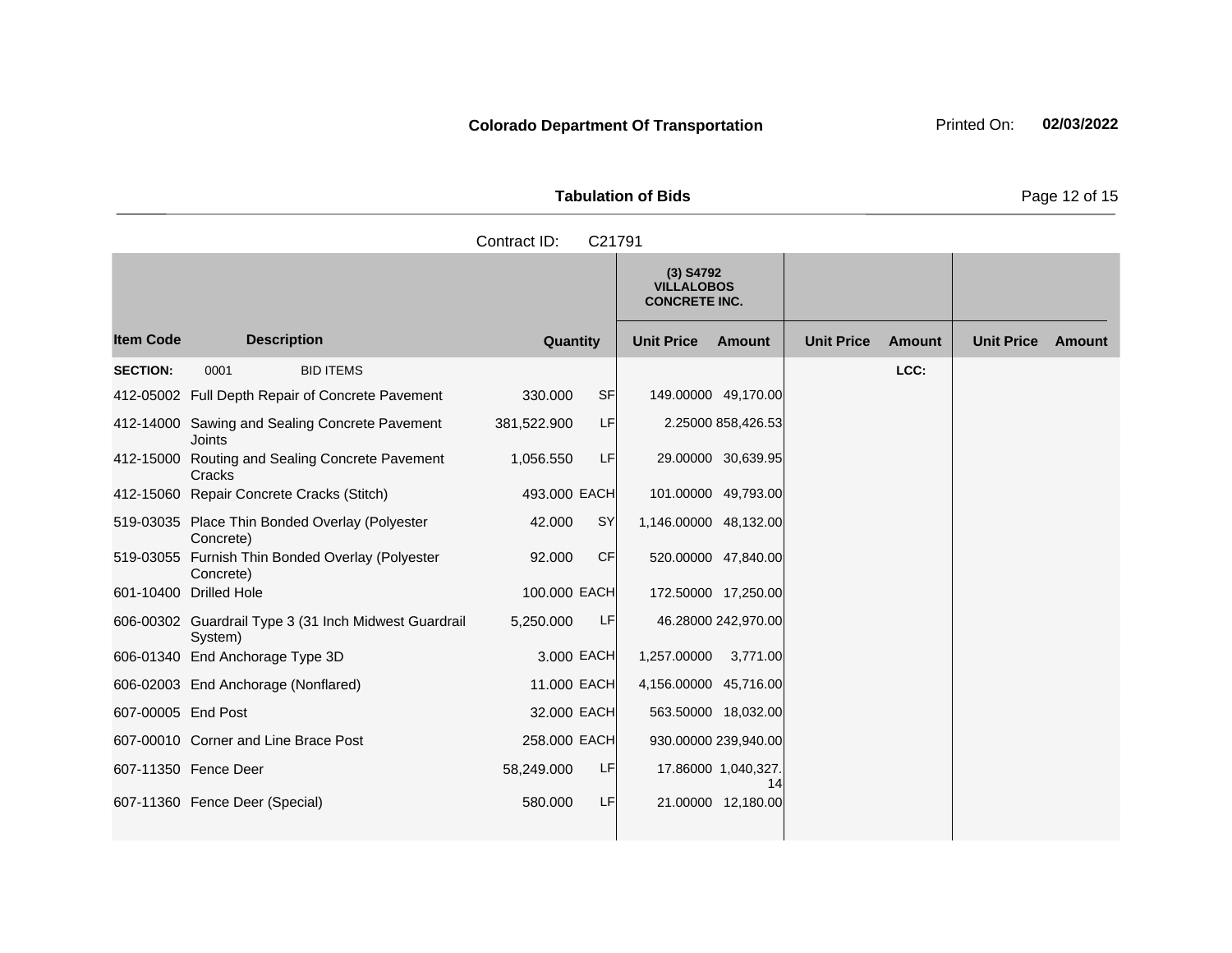**Colorado Department Of Transportation** Printed On: **02/03/2022**

**Tabulation of Bids**

Contract ID: C21791

| | | | | (3) S4792 VILLALOBOS CONCRETE INC. | | | | | |
|---|---|---|---|---|---|---|---|---|---|
| **Item Code** | **Description** | **Quantity** | | **Unit Price** | **Amount** | **Unit Price** | **Amount** | **Unit Price** | **Amount** |
| **SECTION:** | 0001 BID ITEMS | | | | | | LCC: | | |
| 412-05002 | Full Depth Repair of Concrete Pavement | 330.000 | SF | 149.00000 | 49,170.00 | | | | |
| 412-14000 | Sawing and Sealing Concrete Pavement Joints | 381,522.900 | LF | 2.25000 | 858,426.53 | | | | |
| 412-15000 | Routing and Sealing Concrete Pavement Cracks | 1,056.550 | LF | 29.00000 | 30,639.95 | | | | |
| 412-15060 | Repair Concrete Cracks (Stitch) | 493.000 | EACH | 101.00000 | 49,793.00 | | | | |
| 519-03035 | Place Thin Bonded Overlay (Polyester Concrete) | 42.000 | SY | 1,146.00000 | 48,132.00 | | | | |
| 519-03055 | Furnish Thin Bonded Overlay (Polyester Concrete) | 92.000 | CF | 520.00000 | 47,840.00 | | | | |
| 601-10400 | Drilled Hole | 100.000 | EACH | 172.50000 | 17,250.00 | | | | |
| 606-00302 | Guardrail Type 3 (31 Inch Midwest Guardrail System) | 5,250.000 | LF | 46.28000 | 242,970.00 | | | | |
| 606-01340 | End Anchorage Type 3D | 3.000 | EACH | 1,257.00000 | 3,771.00 | | | | |
| 606-02003 | End Anchorage (Nonflared) | 11.000 | EACH | 4,156.00000 | 45,716.00 | | | | |
| 607-00005 | End Post | 32.000 | EACH | 563.50000 | 18,032.00 | | | | |
| 607-00010 | Corner and Line Brace Post | 258.000 | EACH | 930.00000 | 239,940.00 | | | | |
| 607-11350 | Fence Deer | 58,249.000 | LF | 17.86000 | 1,040,327.14 | | | | |
| 607-11360 | Fence Deer (Special) | 580.000 | LF | 21.00000 | 12,180.00 | | | | |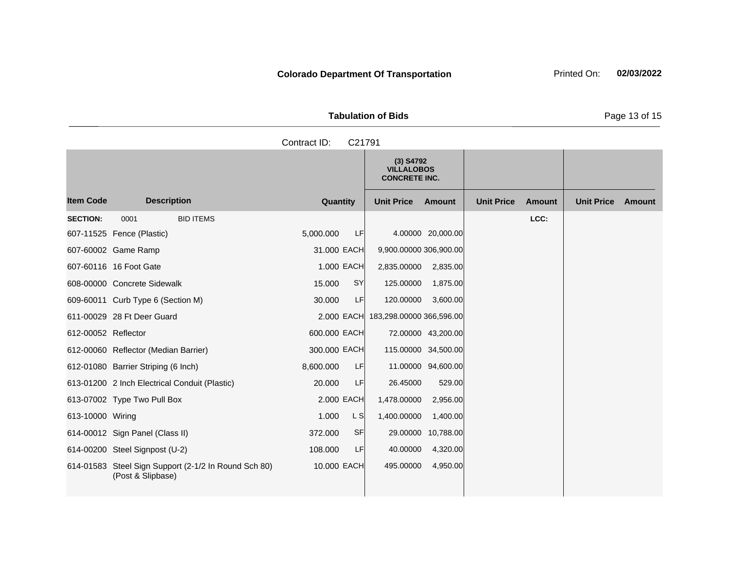**Colorado Department Of Transportation**

Printed On: **02/03/2022**

**Tabulation of Bids**

Contract ID: C21791

| Item Code | Description | Quantity | | (3) S4792 VILLALOBOS CONCRETE INC. Unit Price | Amount | Unit Price | Amount | Unit Price | Amount |
|---|---|---|---|---|---|---|---|---|---|
| **SECTION:** | 0001 BID ITEMS | | | | | | LCC: | | |
| 607-11525 | Fence (Plastic) | 5,000.000 | LF | 4.00000 | 20,000.00 | | | | |
| 607-60002 | Game Ramp | 31.000 | EACH | 9,900.00000 | 306,900.00 | | | | |
| 607-60116 | 16 Foot Gate | 1.000 | EACH | 2,835.00000 | 2,835.00 | | | | |
| 608-00000 | Concrete Sidewalk | 15.000 | SY | 125.00000 | 1,875.00 | | | | |
| 609-60011 | Curb Type 6 (Section M) | 30.000 | LF | 120.00000 | 3,600.00 | | | | |
| 611-00029 | 28 Ft Deer Guard | 2.000 | EACH | 183,298.00000 | 366,596.00 | | | | |
| 612-00052 | Reflector | 600.000 | EACH | 72.00000 | 43,200.00 | | | | |
| 612-00060 | Reflector (Median Barrier) | 300.000 | EACH | 115.00000 | 34,500.00 | | | | |
| 612-01080 | Barrier Striping (6 Inch) | 8,600.000 | LF | 11.00000 | 94,600.00 | | | | |
| 613-01200 | 2 Inch Electrical Conduit (Plastic) | 20.000 | LF | 26.45000 | 529.00 | | | | |
| 613-07002 | Type Two Pull Box | 2.000 | EACH | 1,478.00000 | 2,956.00 | | | | |
| 613-10000 | Wiring | 1.000 | L S | 1,400.00000 | 1,400.00 | | | | |
| 614-00012 | Sign Panel (Class II) | 372.000 | SF | 29.00000 | 10,788.00 | | | | |
| 614-00200 | Steel Signpost (U-2) | 108.000 | LF | 40.00000 | 4,320.00 | | | | |
| 614-01583 | Steel Sign Support (2-1/2 In Round Sch 80) (Post & Slipbase) | 10.000 | EACH | 495.00000 | 4,950.00 | | | | |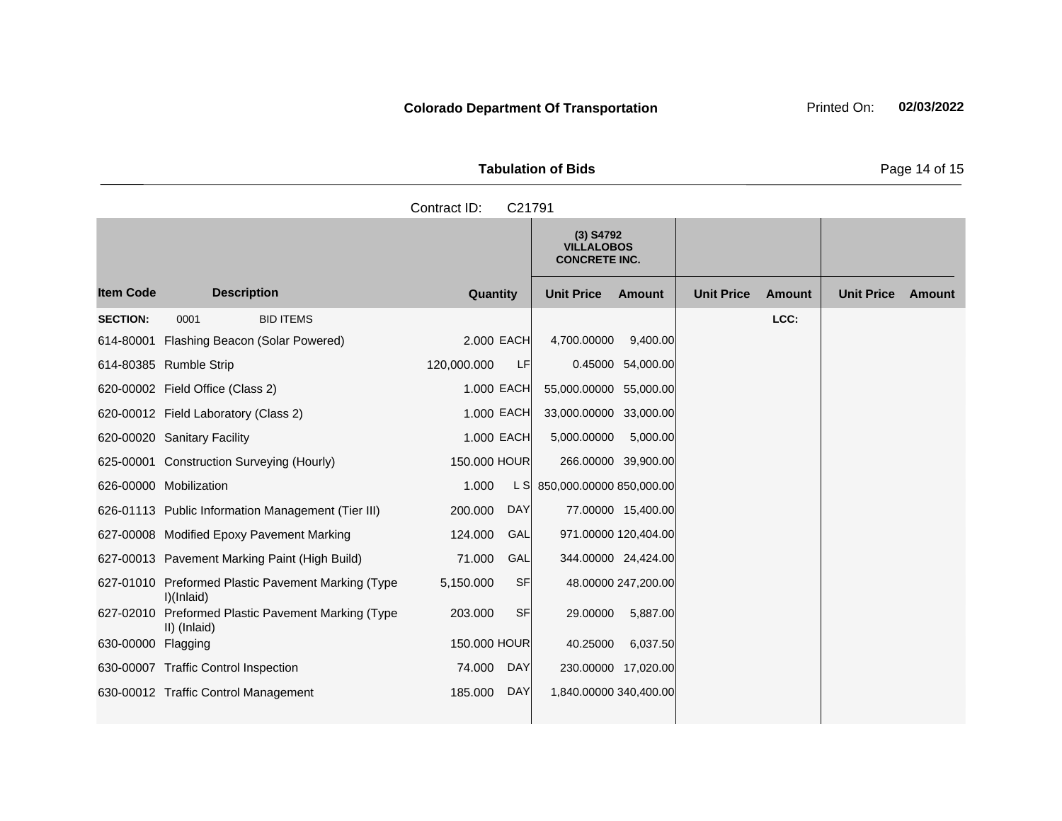**Colorado Department Of Transportation**

Printed On: **02/03/2022**

**Tabulation of Bids**

Contract ID: C21791

| Item Code | Description | Quantity | | (3) S4792 VILLALOBOS CONCRETE INC. Unit Price | Amount | Unit Price | Amount | Unit Price | Amount |
|---|---|---|---|---|---|---|---|---|---|
| **SECTION:** | 0001 BID ITEMS | | | | | | LCC: | | |
| 614-80001 | Flashing Beacon (Solar Powered) | 2.000 | EACH | 4,700.00000 | 9,400.00 | | | | |
| 614-80385 | Rumble Strip | 120,000.000 | LF | 0.45000 | 54,000.00 | | | | |
| 620-00002 | Field Office (Class 2) | 1.000 | EACH | 55,000.00000 | 55,000.00 | | | | |
| 620-00012 | Field Laboratory (Class 2) | 1.000 | EACH | 33,000.00000 | 33,000.00 | | | | |
| 620-00020 | Sanitary Facility | 1.000 | EACH | 5,000.00000 | 5,000.00 | | | | |
| 625-00001 | Construction Surveying (Hourly) | 150.000 | HOUR | 266.00000 | 39,900.00 | | | | |
| 626-00000 | Mobilization | 1.000 | L S | 850,000.00000 | 850,000.00 | | | | |
| 626-01113 | Public Information Management (Tier III) | 200.000 | DAY | 77.00000 | 15,400.00 | | | | |
| 627-00008 | Modified Epoxy Pavement Marking | 124.000 | GAL | 971.00000 | 120,404.00 | | | | |
| 627-00013 | Pavement Marking Paint (High Build) | 71.000 | GAL | 344.00000 | 24,424.00 | | | | |
| 627-01010 | Preformed Plastic Pavement Marking (Type I)(Inlaid) | 5,150.000 | SF | 48.00000 | 247,200.00 | | | | |
| 627-02010 | Preformed Plastic Pavement Marking (Type II) (Inlaid) | 203.000 | SF | 29.00000 | 5,887.00 | | | | |
| 630-00000 | Flagging | 150.000 | HOUR | 40.25000 | 6,037.50 | | | | |
| 630-00007 | Traffic Control Inspection | 74.000 | DAY | 230.00000 | 17,020.00 | | | | |
| 630-00012 | Traffic Control Management | 185.000 | DAY | 1,840.00000 | 340,400.00 | | | | |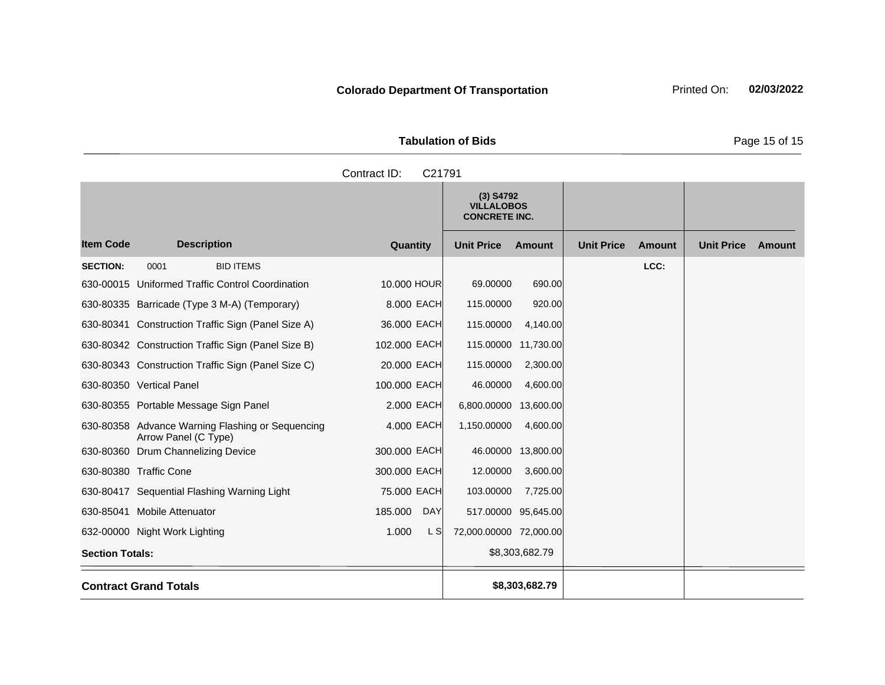**Colorado Department Of Transportation** Printed On: **02/03/2022**

**Tabulation of Bids**

Contract ID: C21791

| Item Code | Description | Quantity | | (3) S4792 VILLALOBOS CONCRETE INC. | | | | | |
|---|---|---|---|---|---|---|---|---|---|
| | | | | Unit Price | Amount | Unit Price | Amount | Unit Price | Amount |
| **SECTION:** | 0001 BID ITEMS | | | | | | LCC: | | |
| 630-00015 | Uniformed Traffic Control Coordination | 10.000 | HOUR | 69.00000 | 690.00 | | | | |
| 630-80335 | Barricade (Type 3 M-A) (Temporary) | 8.000 | EACH | 115.00000 | 920.00 | | | | |
| 630-80341 | Construction Traffic Sign (Panel Size A) | 36.000 | EACH | 115.00000 | 4,140.00 | | | | |
| 630-80342 | Construction Traffic Sign (Panel Size B) | 102.000 | EACH | 115.00000 | 11,730.00 | | | | |
| 630-80343 | Construction Traffic Sign (Panel Size C) | 20.000 | EACH | 115.00000 | 2,300.00 | | | | |
| 630-80350 | Vertical Panel | 100.000 | EACH | 46.00000 | 4,600.00 | | | | |
| 630-80355 | Portable Message Sign Panel | 2.000 | EACH | 6,800.00000 | 13,600.00 | | | | |
| 630-80358 | Advance Warning Flashing or Sequencing Arrow Panel (C Type) | 4.000 | EACH | 1,150.00000 | 4,600.00 | | | | |
| 630-80360 | Drum Channelizing Device | 300.000 | EACH | 46.00000 | 13,800.00 | | | | |
| 630-80380 | Traffic Cone | 300.000 | EACH | 12.00000 | 3,600.00 | | | | |
| 630-80417 | Sequential Flashing Warning Light | 75.000 | EACH | 103.00000 | 7,725.00 | | | | |
| 630-85041 | Mobile Attenuator | 185.000 | DAY | 517.00000 | 95,645.00 | | | | |
| 632-00000 | Night Work Lighting | 1.000 | L S | 72,000.00000 | 72,000.00 | | | | |
| **Section Totals:** | | | | | $8,303,682.79 | | | | |
| **Contract Grand Totals** | | | | | **$8,303,682.79** | | | | |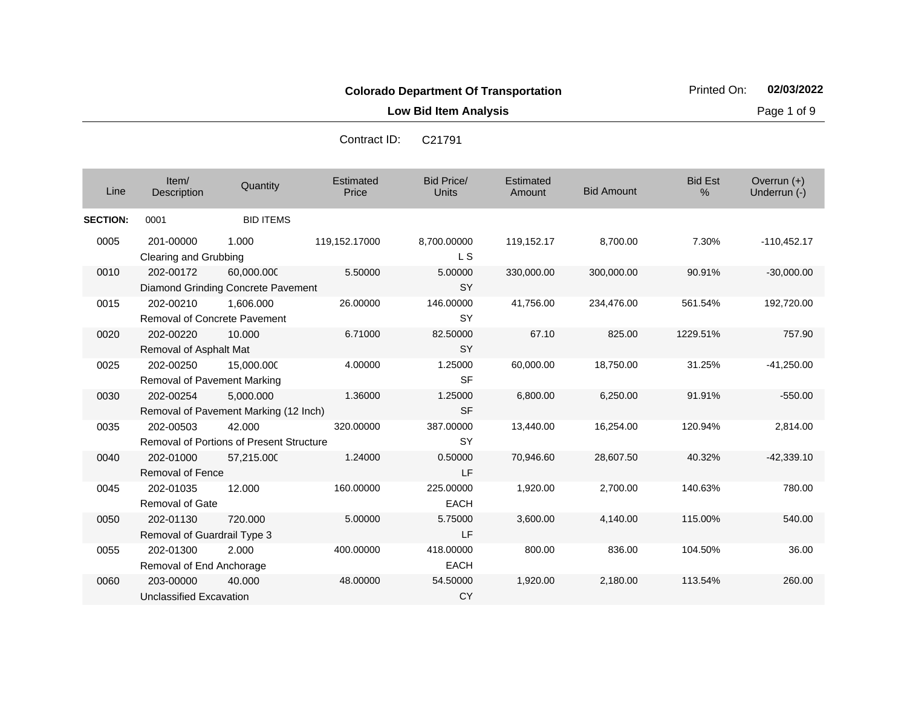**Colorado Department Of Transportation**

**Low Bid Item Analysis**

Printed On: **02/03/2022**

Contract ID: C21791

| Line | Item/ Description | Quantity | Estimated Price | Bid Price/ Units | Estimated Amount | Bid Amount | Bid Est % | Overrun (+) Underrun (-) |
|---|---|---|---|---|---|---|---|---|
| **SECTION:** | 0001 | BID ITEMS | | | | | | |
| 0005 | 201-00000 Clearing and Grubbing | 1.000 | 119,152.17000 | 8,700.00000 L S | 119,152.17 | 8,700.00 | 7.30% | -110,452.17 |
| 0010 | 202-00172 Diamond Grinding Concrete Pavement | 60,000.000 | 5.50000 | 5.00000 SY | 330,000.00 | 300,000.00 | 90.91% | -30,000.00 |
| 0015 | 202-00210 Removal of Concrete Pavement | 1,606.000 | 26.00000 | 146.00000 SY | 41,756.00 | 234,476.00 | 561.54% | 192,720.00 |
| 0020 | 202-00220 Removal of Asphalt Mat | 10.000 | 6.71000 | 82.50000 SY | 67.10 | 825.00 | 1229.51% | 757.90 |
| 0025 | 202-00250 Removal of Pavement Marking | 15,000.000 | 4.00000 | 1.25000 SF | 60,000.00 | 18,750.00 | 31.25% | -41,250.00 |
| 0030 | 202-00254 Removal of Pavement Marking (12 Inch) | 5,000.000 | 1.36000 | 1.25000 SF | 6,800.00 | 6,250.00 | 91.91% | -550.00 |
| 0035 | 202-00503 Removal of Portions of Present Structure | 42.000 | 320.00000 | 387.00000 SY | 13,440.00 | 16,254.00 | 120.94% | 2,814.00 |
| 0040 | 202-01000 Removal of Fence | 57,215.000 | 1.24000 | 0.50000 LF | 70,946.60 | 28,607.50 | 40.32% | -42,339.10 |
| 0045 | 202-01035 Removal of Gate | 12.000 | 160.00000 | 225.00000 EACH | 1,920.00 | 2,700.00 | 140.63% | 780.00 |
| 0050 | 202-01130 Removal of Guardrail Type 3 | 720.000 | 5.00000 | 5.75000 LF | 3,600.00 | 4,140.00 | 115.00% | 540.00 |
| 0055 | 202-01300 Removal of End Anchorage | 2.000 | 400.00000 | 418.00000 EACH | 800.00 | 836.00 | 104.50% | 36.00 |
| 0060 | 203-00000 Unclassified Excavation | 40.000 | 48.00000 | 54.50000 CY | 1,920.00 | 2,180.00 | 113.54% | 260.00 |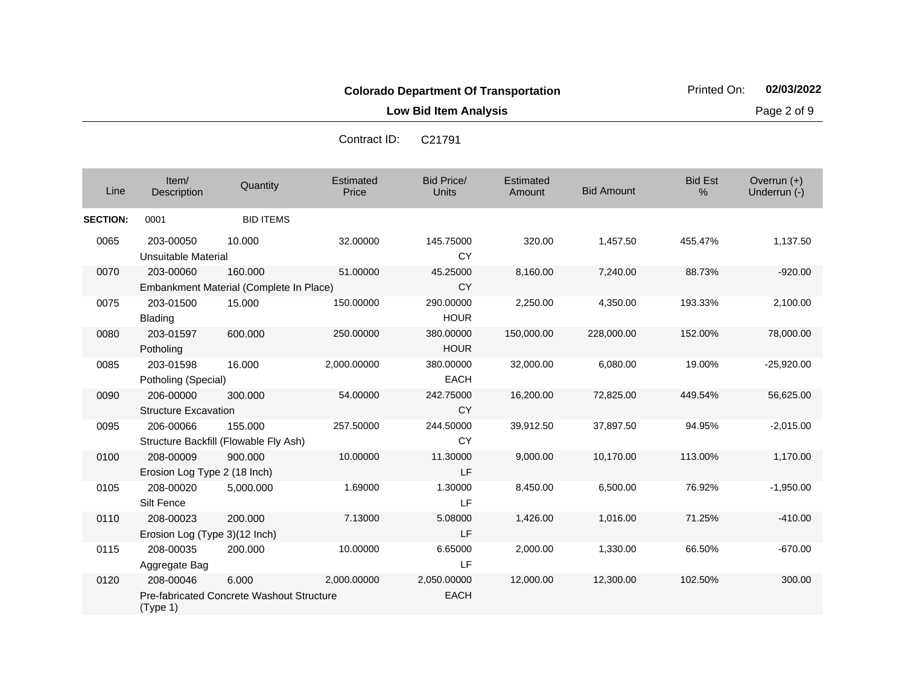**Colorado Department Of Transportation**

**Low Bid Item Analysis**

Printed On: **02/03/2022**

Contract ID: C21791

| Line | Item/ Description | Quantity | Estimated Price | Bid Price/ Units | Estimated Amount | Bid Amount | Bid Est % | Overrun (+) Underrun (-) |
|---|---|---|---|---|---|---|---|---|
| **SECTION:** | 0001 | BID ITEMS | | | | | | |
| 0065 | 203-00050 Unsuitable Material | 10.000 | 32.00000 | 145.75000 CY | 320.00 | 1,457.50 | 455.47% | 1,137.50 |
| 0070 | 203-00060 Embankment Material (Complete In Place) | 160.000 | 51.00000 | 45.25000 CY | 8,160.00 | 7,240.00 | 88.73% | -920.00 |
| 0075 | 203-01500 Blading | 15.000 | 150.00000 | 290.00000 HOUR | 2,250.00 | 4,350.00 | 193.33% | 2,100.00 |
| 0080 | 203-01597 Potholing | 600.000 | 250.00000 | 380.00000 HOUR | 150,000.00 | 228,000.00 | 152.00% | 78,000.00 |
| 0085 | 203-01598 Potholing (Special) | 16.000 | 2,000.00000 | 380.00000 EACH | 32,000.00 | 6,080.00 | 19.00% | -25,920.00 |
| 0090 | 206-00000 Structure Excavation | 300.000 | 54.00000 | 242.75000 CY | 16,200.00 | 72,825.00 | 449.54% | 56,625.00 |
| 0095 | 206-00066 Structure Backfill (Flowable Fly Ash) | 155.000 | 257.50000 | 244.50000 CY | 39,912.50 | 37,897.50 | 94.95% | -2,015.00 |
| 0100 | 208-00009 Erosion Log Type 2 (18 Inch) | 900.000 | 10.00000 | 11.30000 LF | 9,000.00 | 10,170.00 | 113.00% | 1,170.00 |
| 0105 | 208-00020 Silt Fence | 5,000.000 | 1.69000 | 1.30000 LF | 8,450.00 | 6,500.00 | 76.92% | -1,950.00 |
| 0110 | 208-00023 Erosion Log (Type 3)(12 Inch) | 200.000 | 7.13000 | 5.08000 LF | 1,426.00 | 1,016.00 | 71.25% | -410.00 |
| 0115 | 208-00035 Aggregate Bag | 200.000 | 10.00000 | 6.65000 LF | 2,000.00 | 1,330.00 | 66.50% | -670.00 |
| 0120 | 208-00046 Pre-fabricated Concrete Washout Structure (Type 1) | 6.000 | 2,000.00000 | 2,050.00000 EACH | 12,000.00 | 12,300.00 | 102.50% | 300.00 |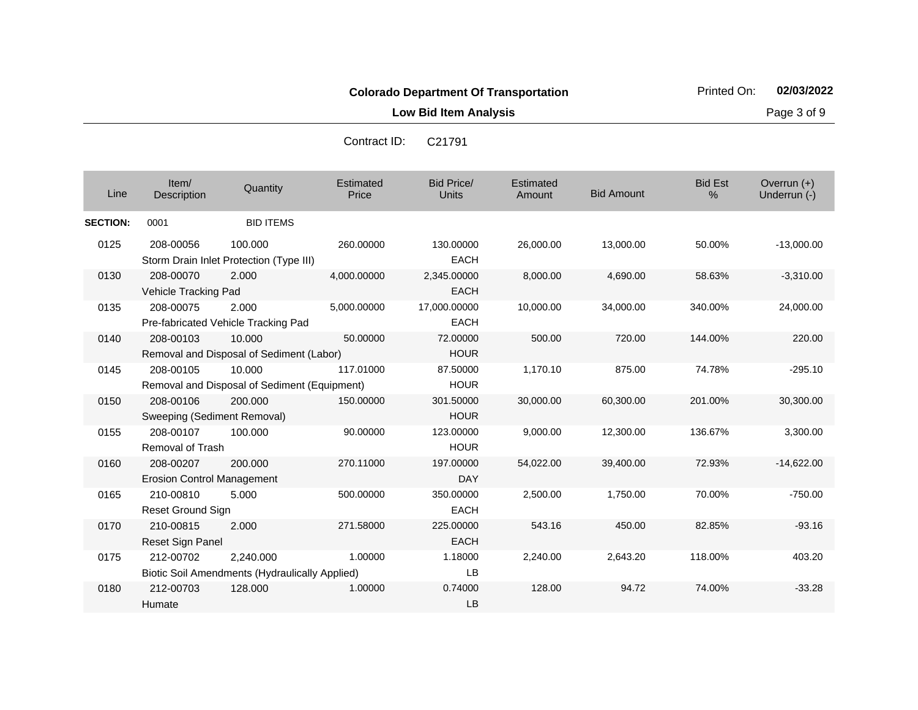**Colorado Department Of Transportation**

**Low Bid Item Analysis**

Printed On: **02/03/2022**

Contract ID: C21791

| Line | Item/ Description | Quantity | Estimated Price | Bid Price/ Units | Estimated Amount | Bid Amount | Bid Est % | Overrun (+) Underrun (-) |
|---|---|---|---|---|---|---|---|---|
| **SECTION:** | 0001 | BID ITEMS | | | | | | |
| 0125 | 208-00056 Storm Drain Inlet Protection (Type III) | 100.000 | 260.00000 | 130.00000 EACH | 26,000.00 | 13,000.00 | 50.00% | -13,000.00 |
| 0130 | 208-00070 Vehicle Tracking Pad | 2.000 | 4,000.00000 | 2,345.00000 EACH | 8,000.00 | 4,690.00 | 58.63% | -3,310.00 |
| 0135 | 208-00075 Pre-fabricated Vehicle Tracking Pad | 2.000 | 5,000.00000 | 17,000.00000 EACH | 10,000.00 | 34,000.00 | 340.00% | 24,000.00 |
| 0140 | 208-00103 Removal and Disposal of Sediment (Labor) | 10.000 | 50.00000 | 72.00000 HOUR | 500.00 | 720.00 | 144.00% | 220.00 |
| 0145 | 208-00105 Removal and Disposal of Sediment (Equipment) | 10.000 | 117.01000 | 87.50000 HOUR | 1,170.10 | 875.00 | 74.78% | -295.10 |
| 0150 | 208-00106 Sweeping (Sediment Removal) | 200.000 | 150.00000 | 301.50000 HOUR | 30,000.00 | 60,300.00 | 201.00% | 30,300.00 |
| 0155 | 208-00107 Removal of Trash | 100.000 | 90.00000 | 123.00000 HOUR | 9,000.00 | 12,300.00 | 136.67% | 3,300.00 |
| 0160 | 208-00207 Erosion Control Management | 200.000 | 270.11000 | 197.00000 DAY | 54,022.00 | 39,400.00 | 72.93% | -14,622.00 |
| 0165 | 210-00810 Reset Ground Sign | 5.000 | 500.00000 | 350.00000 EACH | 2,500.00 | 1,750.00 | 70.00% | -750.00 |
| 0170 | 210-00815 Reset Sign Panel | 2.000 | 271.58000 | 225.00000 EACH | 543.16 | 450.00 | 82.85% | -93.16 |
| 0175 | 212-00702 Biotic Soil Amendments (Hydraulically Applied) | 2,240.000 | 1.00000 | 1.18000 LB | 2,240.00 | 2,643.20 | 118.00% | 403.20 |
| 0180 | 212-00703 Humate | 128.000 | 1.00000 | 0.74000 LB | 128.00 | 94.72 | 74.00% | -33.28 |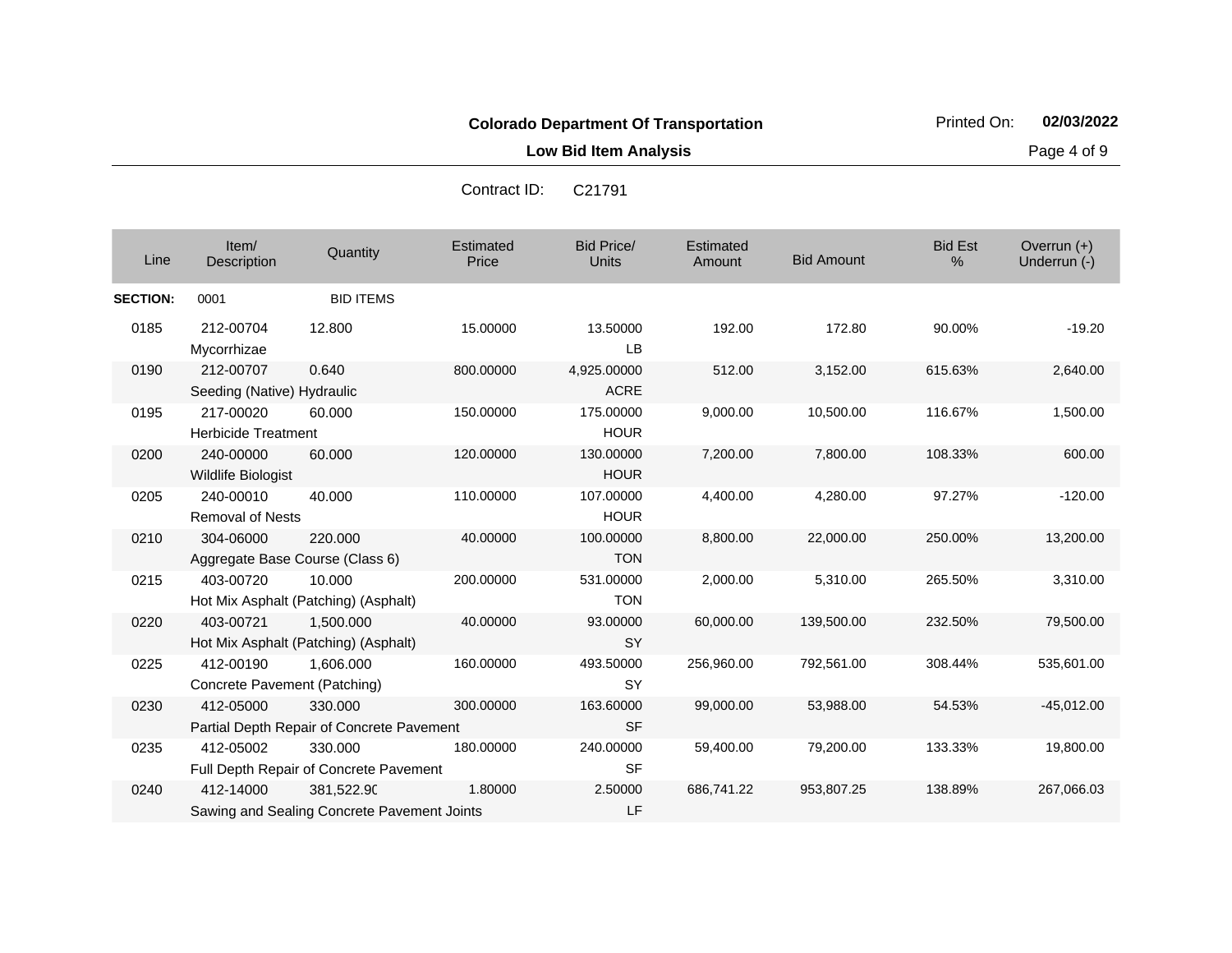**Colorado Department Of Transportation**

**Low Bid Item Analysis**

Printed On: **02/03/2022**

Contract ID: C21791

| Line | Item/ Description | Quantity | Estimated Price | Bid Price/ Units | Estimated Amount | Bid Amount | Bid Est % | Overrun (+) Underrun (-) |
|---|---|---|---|---|---|---|---|---|
| **SECTION:** | 0001 | BID ITEMS | | | | | | |
| 0185 | 212-00704 Mycorrhizae | 12.800 | 15.00000 | 13.50000 LB | 192.00 | 172.80 | 90.00% | -19.20 |
| 0190 | 212-00707 Seeding (Native) Hydraulic | 0.640 | 800.00000 | 4,925.00000 ACRE | 512.00 | 3,152.00 | 615.63% | 2,640.00 |
| 0195 | 217-00020 Herbicide Treatment | 60.000 | 150.00000 | 175.00000 HOUR | 9,000.00 | 10,500.00 | 116.67% | 1,500.00 |
| 0200 | 240-00000 Wildlife Biologist | 60.000 | 120.00000 | 130.00000 HOUR | 7,200.00 | 7,800.00 | 108.33% | 600.00 |
| 0205 | 240-00010 Removal of Nests | 40.000 | 110.00000 | 107.00000 HOUR | 4,400.00 | 4,280.00 | 97.27% | -120.00 |
| 0210 | 304-06000 Aggregate Base Course (Class 6) | 220.000 | 40.00000 | 100.00000 TON | 8,800.00 | 22,000.00 | 250.00% | 13,200.00 |
| 0215 | 403-00720 Hot Mix Asphalt (Patching) (Asphalt) | 10.000 | 200.00000 | 531.00000 TON | 2,000.00 | 5,310.00 | 265.50% | 3,310.00 |
| 0220 | 403-00721 Hot Mix Asphalt (Patching) (Asphalt) | 1,500.000 | 40.00000 | 93.00000 SY | 60,000.00 | 139,500.00 | 232.50% | 79,500.00 |
| 0225 | 412-00190 Concrete Pavement (Patching) | 1,606.000 | 160.00000 | 493.50000 SY | 256,960.00 | 792,561.00 | 308.44% | 535,601.00 |
| 0230 | 412-05000 Partial Depth Repair of Concrete Pavement | 330.000 | 300.00000 | 163.60000 SF | 99,000.00 | 53,988.00 | 54.53% | -45,012.00 |
| 0235 | 412-05002 Full Depth Repair of Concrete Pavement | 330.000 | 180.00000 | 240.00000 SF | 59,400.00 | 79,200.00 | 133.33% | 19,800.00 |
| 0240 | 412-14000 Sawing and Sealing Concrete Pavement Joints | 381,522.90 | 1.80000 | 2.50000 LF | 686,741.22 | 953,807.25 | 138.89% | 267,066.03 |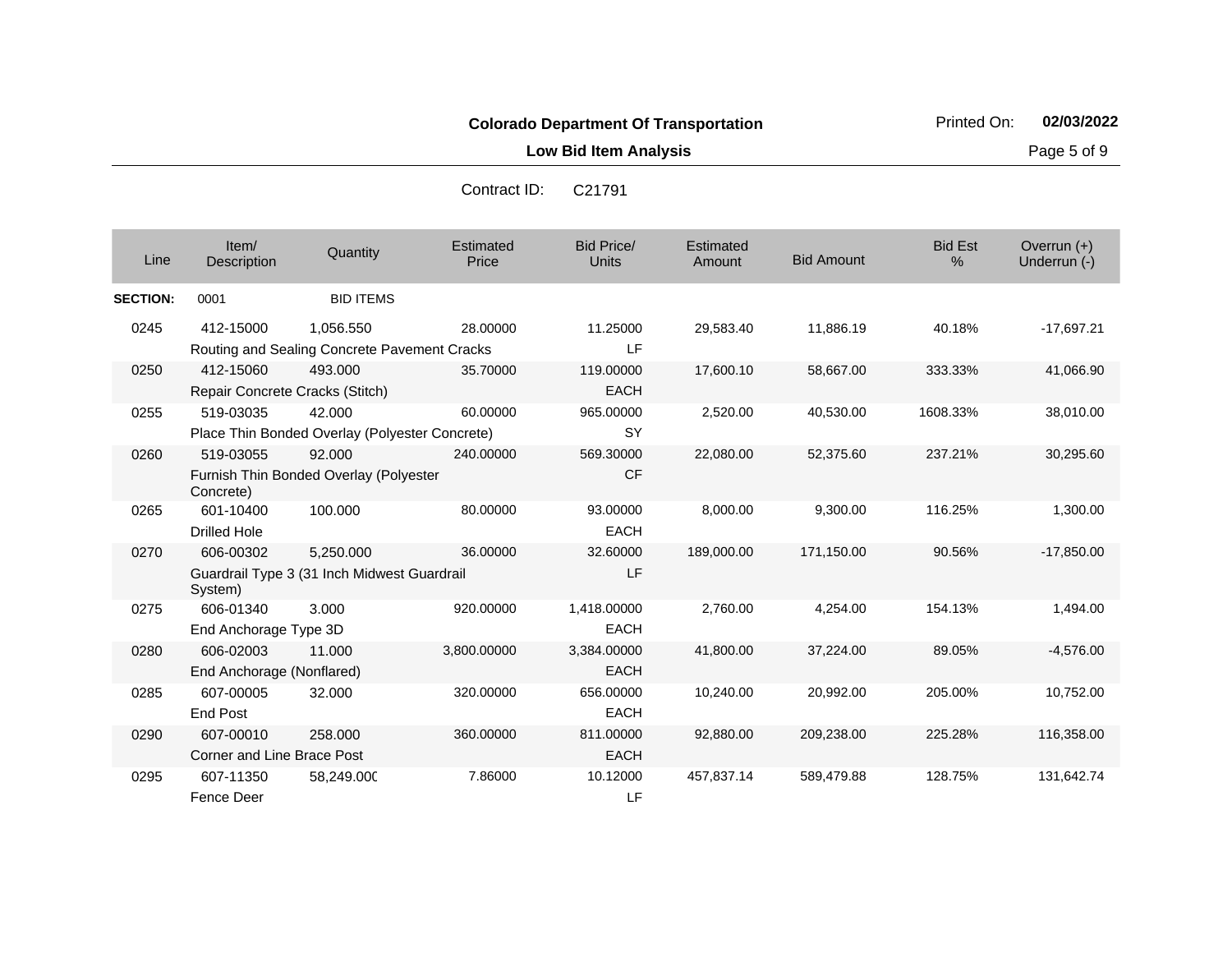**Colorado Department Of Transportation**

Printed On: **02/03/2022**

**Low Bid Item Analysis**

Contract ID: C21791

| Line | Item/ Description | Quantity | Estimated Price | Bid Price/ Units | Estimated Amount | Bid Amount | Bid Est % | Overrun (+) Underrun (-) |
|---|---|---|---|---|---|---|---|---|
| **SECTION:** | 0001 | BID ITEMS | | | | | | |
| 0245 | 412-15000 Routing and Sealing Concrete Pavement Cracks | 1,056.550 | 28.00000 | 11.25000 LF | 29,583.40 | 11,886.19 | 40.18% | -17,697.21 |
| 0250 | 412-15060 Repair Concrete Cracks (Stitch) | 493.000 | 35.70000 | 119.00000 EACH | 17,600.10 | 58,667.00 | 333.33% | 41,066.90 |
| 0255 | 519-03035 Place Thin Bonded Overlay (Polyester Concrete) | 42.000 | 60.00000 | 965.00000 SY | 2,520.00 | 40,530.00 | 1608.33% | 38,010.00 |
| 0260 | 519-03055 Furnish Thin Bonded Overlay (Polyester Concrete) | 92.000 | 240.00000 | 569.30000 CF | 22,080.00 | 52,375.60 | 237.21% | 30,295.60 |
| 0265 | 601-10400 Drilled Hole | 100.000 | 80.00000 | 93.00000 EACH | 8,000.00 | 9,300.00 | 116.25% | 1,300.00 |
| 0270 | 606-00302 Guardrail Type 3 (31 Inch Midwest Guardrail System) | 5,250.000 | 36.00000 | 32.60000 LF | 189,000.00 | 171,150.00 | 90.56% | -17,850.00 |
| 0275 | 606-01340 End Anchorage Type 3D | 3.000 | 920.00000 | 1,418.00000 EACH | 2,760.00 | 4,254.00 | 154.13% | 1,494.00 |
| 0280 | 606-02003 End Anchorage (Nonflared) | 11.000 | 3,800.00000 | 3,384.00000 EACH | 41,800.00 | 37,224.00 | 89.05% | -4,576.00 |
| 0285 | 607-00005 End Post | 32.000 | 320.00000 | 656.00000 EACH | 10,240.00 | 20,992.00 | 205.00% | 10,752.00 |
| 0290 | 607-00010 Corner and Line Brace Post | 258.000 | 360.00000 | 811.00000 EACH | 92,880.00 | 209,238.00 | 225.28% | 116,358.00 |
| 0295 | 607-11350 Fence Deer | 58,249.000 | 7.86000 | 10.12000 LF | 457,837.14 | 589,479.88 | 128.75% | 131,642.74 |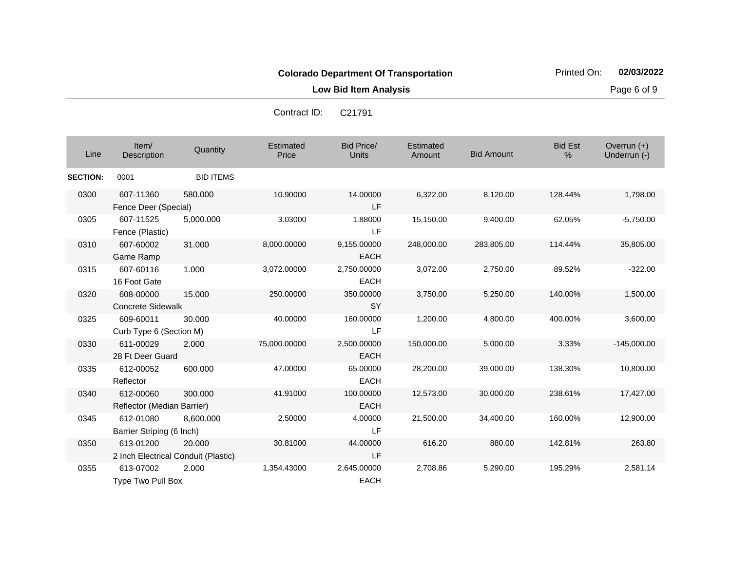**Colorado Department Of Transportation**

**Low Bid Item Analysis**

Printed On: **02/03/2022**

Contract ID: C21791

| Line | Item/ Description | Quantity | Estimated Price | Bid Price/ Units | Estimated Amount | Bid Amount | Bid Est % | Overrun (+) Underrun (-) |
|---|---|---|---|---|---|---|---|---|
| **SECTION:** | 0001 | BID ITEMS | | | | | | |
| 0300 | 607-11360 Fence Deer (Special) | 580.000 | 10.90000 | 14.00000 LF | 6,322.00 | 8,120.00 | 128.44% | 1,798.00 |
| 0305 | 607-11525 Fence (Plastic) | 5,000.000 | 3.03000 | 1.88000 LF | 15,150.00 | 9,400.00 | 62.05% | -5,750.00 |
| 0310 | 607-60002 Game Ramp | 31.000 | 8,000.00000 | 9,155.00000 EACH | 248,000.00 | 283,805.00 | 114.44% | 35,805.00 |
| 0315 | 607-60116 16 Foot Gate | 1.000 | 3,072.00000 | 2,750.00000 EACH | 3,072.00 | 2,750.00 | 89.52% | -322.00 |
| 0320 | 608-00000 Concrete Sidewalk | 15.000 | 250.00000 | 350.00000 SY | 3,750.00 | 5,250.00 | 140.00% | 1,500.00 |
| 0325 | 609-60011 Curb Type 6 (Section M) | 30.000 | 40.00000 | 160.00000 LF | 1,200.00 | 4,800.00 | 400.00% | 3,600.00 |
| 0330 | 611-00029 28 Ft Deer Guard | 2.000 | 75,000.00000 | 2,500.00000 EACH | 150,000.00 | 5,000.00 | 3.33% | -145,000.00 |
| 0335 | 612-00052 Reflector | 600.000 | 47.00000 | 65.00000 EACH | 28,200.00 | 39,000.00 | 138.30% | 10,800.00 |
| 0340 | 612-00060 Reflector (Median Barrier) | 300.000 | 41.91000 | 100.00000 EACH | 12,573.00 | 30,000.00 | 238.61% | 17,427.00 |
| 0345 | 612-01080 Barrier Striping (6 Inch) | 8,600.000 | 2.50000 | 4.00000 LF | 21,500.00 | 34,400.00 | 160.00% | 12,900.00 |
| 0350 | 613-01200 2 Inch Electrical Conduit (Plastic) | 20.000 | 30.81000 | 44.00000 LF | 616.20 | 880.00 | 142.81% | 263.80 |
| 0355 | 613-07002 Type Two Pull Box | 2.000 | 1,354.43000 | 2,645.00000 EACH | 2,708.86 | 5,290.00 | 195.29% | 2,581.14 |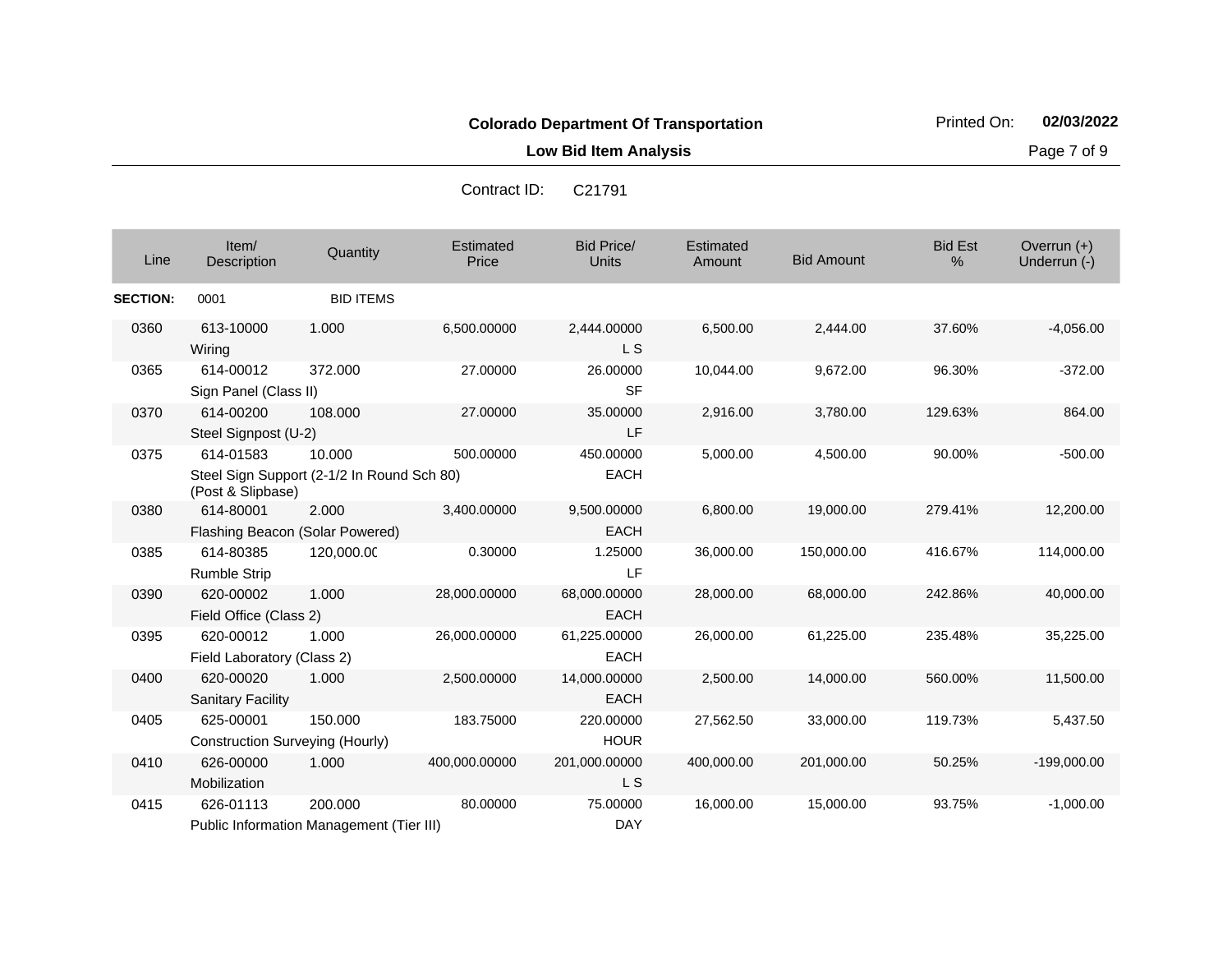**Colorado Department Of Transportation**

**Low Bid Item Analysis**

Printed On: **02/03/2022**

Contract ID: C21791

| Line | Item/ Description | Quantity | Estimated Price | Bid Price/ Units | Estimated Amount | Bid Amount | Bid Est % | Overrun (+) Underrun (-) |
|---|---|---|---|---|---|---|---|---|
| **SECTION:** | 0001 | BID ITEMS | | | | | | |
| 0360 | 613-10000 Wiring | 1.000 | 6,500.00000 | 2,444.00000 L S | 6,500.00 | 2,444.00 | 37.60% | -4,056.00 |
| 0365 | 614-00012 Sign Panel (Class II) | 372.000 | 27.00000 | 26.00000 SF | 10,044.00 | 9,672.00 | 96.30% | -372.00 |
| 0370 | 614-00200 Steel Signpost (U-2) | 108.000 | 27.00000 | 35.00000 LF | 2,916.00 | 3,780.00 | 129.63% | 864.00 |
| 0375 | 614-01583 Steel Sign Support (2-1/2 In Round Sch 80) (Post & Slipbase) | 10.000 | 500.00000 | 450.00000 EACH | 5,000.00 | 4,500.00 | 90.00% | -500.00 |
| 0380 | 614-80001 Flashing Beacon (Solar Powered) | 2.000 | 3,400.00000 | 9,500.00000 EACH | 6,800.00 | 19,000.00 | 279.41% | 12,200.00 |
| 0385 | 614-80385 Rumble Strip | 120,000.00 | 0.30000 | 1.25000 LF | 36,000.00 | 150,000.00 | 416.67% | 114,000.00 |
| 0390 | 620-00002 Field Office (Class 2) | 1.000 | 28,000.00000 | 68,000.00000 EACH | 28,000.00 | 68,000.00 | 242.86% | 40,000.00 |
| 0395 | 620-00012 Field Laboratory (Class 2) | 1.000 | 26,000.00000 | 61,225.00000 EACH | 26,000.00 | 61,225.00 | 235.48% | 35,225.00 |
| 0400 | 620-00020 Sanitary Facility | 1.000 | 2,500.00000 | 14,000.00000 EACH | 2,500.00 | 14,000.00 | 560.00% | 11,500.00 |
| 0405 | 625-00001 Construction Surveying (Hourly) | 150.000 | 183.75000 | 220.00000 HOUR | 27,562.50 | 33,000.00 | 119.73% | 5,437.50 |
| 0410 | 626-00000 Mobilization | 1.000 | 400,000.00000 | 201,000.00000 L S | 400,000.00 | 201,000.00 | 50.25% | -199,000.00 |
| 0415 | 626-01113 Public Information Management (Tier III) | 200.000 | 80.00000 | 75.00000 DAY | 16,000.00 | 15,000.00 | 93.75% | -1,000.00 |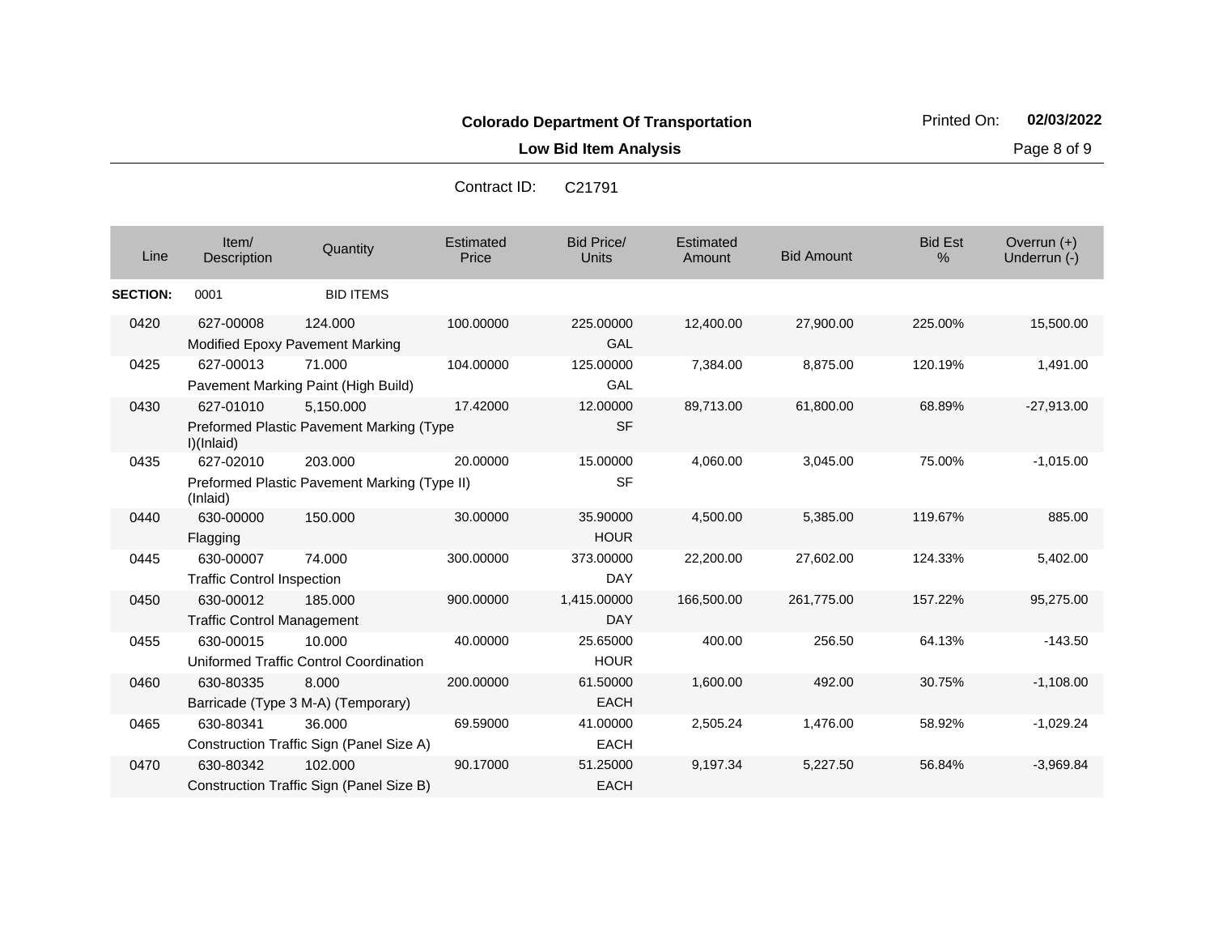**Colorado Department Of Transportation**

**Low Bid Item Analysis**

Printed On: **02/03/2022**

Contract ID: C21791

| Line | Item/ Description | Quantity | Estimated Price | Bid Price/ Units | Estimated Amount | Bid Amount | Bid Est % | Overrun (+) Underrun (-) |
|---|---|---|---|---|---|---|---|---|
| **SECTION:** | 0001 | BID ITEMS | | | | | | |
| 0420 | 627-00008 Modified Epoxy Pavement Marking | 124.000 | 100.00000 | 225.00000 GAL | 12,400.00 | 27,900.00 | 225.00% | 15,500.00 |
| 0425 | 627-00013 Pavement Marking Paint (High Build) | 71.000 | 104.00000 | 125.00000 GAL | 7,384.00 | 8,875.00 | 120.19% | 1,491.00 |
| 0430 | 627-01010 Preformed Plastic Pavement Marking (Type I)(Inlaid) | 5,150.000 | 17.42000 | 12.00000 SF | 89,713.00 | 61,800.00 | 68.89% | -27,913.00 |
| 0435 | 627-02010 Preformed Plastic Pavement Marking (Type II) (Inlaid) | 203.000 | 20.00000 | 15.00000 SF | 4,060.00 | 3,045.00 | 75.00% | -1,015.00 |
| 0440 | 630-00000 Flagging | 150.000 | 30.00000 | 35.90000 HOUR | 4,500.00 | 5,385.00 | 119.67% | 885.00 |
| 0445 | 630-00007 Traffic Control Inspection | 74.000 | 300.00000 | 373.00000 DAY | 22,200.00 | 27,602.00 | 124.33% | 5,402.00 |
| 0450 | 630-00012 Traffic Control Management | 185.000 | 900.00000 | 1,415.00000 DAY | 166,500.00 | 261,775.00 | 157.22% | 95,275.00 |
| 0455 | 630-00015 Uniformed Traffic Control Coordination | 10.000 | 40.00000 | 25.65000 HOUR | 400.00 | 256.50 | 64.13% | -143.50 |
| 0460 | 630-80335 Barricade (Type 3 M-A) (Temporary) | 8.000 | 200.00000 | 61.50000 EACH | 1,600.00 | 492.00 | 30.75% | -1,108.00 |
| 0465 | 630-80341 Construction Traffic Sign (Panel Size A) | 36.000 | 69.59000 | 41.00000 EACH | 2,505.24 | 1,476.00 | 58.92% | -1,029.24 |
| 0470 | 630-80342 Construction Traffic Sign (Panel Size B) | 102.000 | 90.17000 | 51.25000 EACH | 9,197.34 | 5,227.50 | 56.84% | -3,969.84 |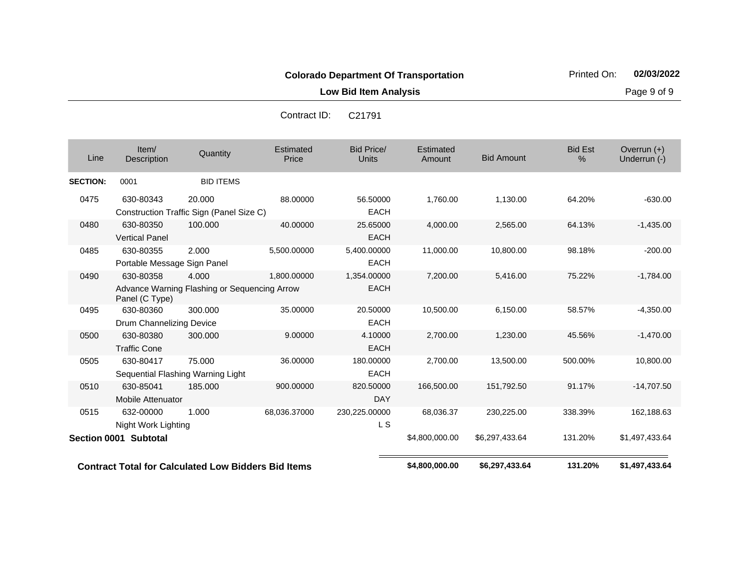**Colorado Department Of Transportation**

**Low Bid Item Analysis**

Contract ID: C21791

| Line | Item/ Description | Quantity | Estimated Price | Bid Price/ Units | Estimated Amount | Bid Amount | Bid Est % | Overrun (+) Underrun (-) |
|---|---|---|---|---|---|---|---|---|
| **SECTION:** | 0001 | BID ITEMS | | | | | | |
| 0475 | 630-80343 Construction Traffic Sign (Panel Size C) | 20.000 | 88.00000 | 56.50000 EACH | 1,760.00 | 1,130.00 | 64.20% | -630.00 |
| 0480 | 630-80350 Vertical Panel | 100.000 | 40.00000 | 25.65000 EACH | 4,000.00 | 2,565.00 | 64.13% | -1,435.00 |
| 0485 | 630-80355 Portable Message Sign Panel | 2.000 | 5,500.00000 | 5,400.00000 EACH | 11,000.00 | 10,800.00 | 98.18% | -200.00 |
| 0490 | 630-80358 Advance Warning Flashing or Sequencing Arrow Panel (C Type) | 4.000 | 1,800.00000 | 1,354.00000 EACH | 7,200.00 | 5,416.00 | 75.22% | -1,784.00 |
| 0495 | 630-80360 Drum Channelizing Device | 300.000 | 35.00000 | 20.50000 EACH | 10,500.00 | 6,150.00 | 58.57% | -4,350.00 |
| 0500 | 630-80380 Traffic Cone | 300.000 | 9.00000 | 4.10000 EACH | 2,700.00 | 1,230.00 | 45.56% | -1,470.00 |
| 0505 | 630-80417 Sequential Flashing Warning Light | 75.000 | 36.00000 | 180.00000 EACH | 2,700.00 | 13,500.00 | 500.00% | 10,800.00 |
| 0510 | 630-85041 Mobile Attenuator | 185.000 | 900.00000 | 820.50000 DAY | 166,500.00 | 151,792.50 | 91.17% | -14,707.50 |
| 0515 | 632-00000 Night Work Lighting | 1.000 | 68,036.37000 | 230,225.00000 L S | 68,036.37 | 230,225.00 | 338.39% | 162,188.63 |
| **Section 0001 Subtotal** | | | | | $4,800,000.00 | $6,297,433.64 | 131.20% | $1,497,433.64 |
| **Contract Total for Calculated Low Bidders Bid Items** | | | | | **$4,800,000.00** | **$6,297,433.64** | **131.20%** | **$1,497,433.64** |